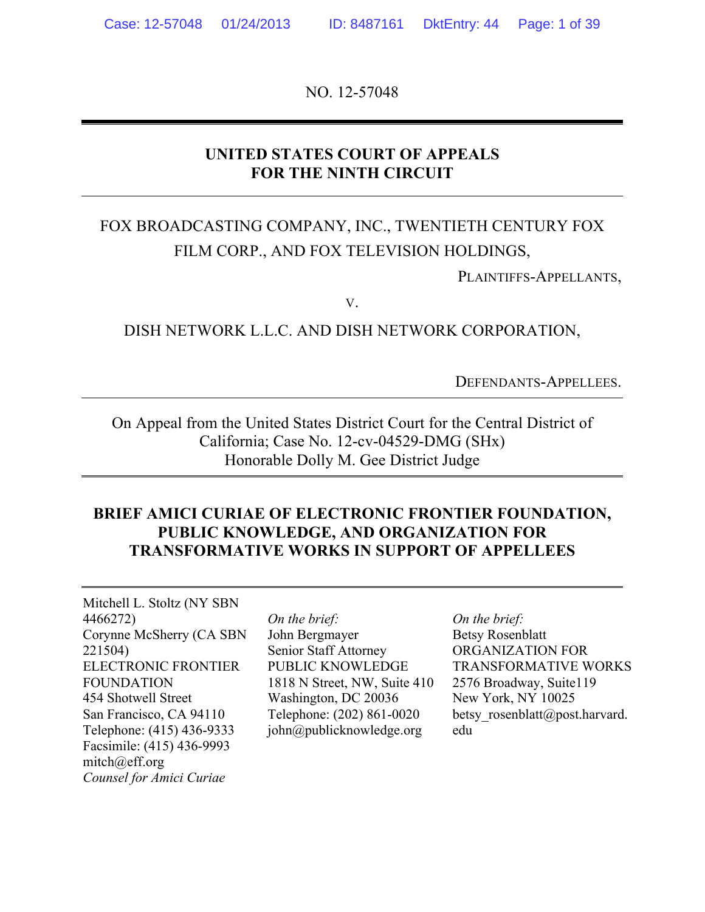NO. 12-57048

---

**UNITED STATES COURT OF APPEALS**
**FOR THE NINTH CIRCUIT**

---

FOX BROADCASTING COMPANY, INC., TWENTIETH CENTURY FOX FILM CORP., AND FOX TELEVISION HOLDINGS,

PLAINTIFFS-APPELLANTS,

V.

DISH NETWORK L.L.C. AND DISH NETWORK CORPORATION,

DEFENDANTS-APPELLEES.

---

On Appeal from the United States District Court for the Central District of California; Case No. 12-cv-04529-DMG (SHx)
Honorable Dolly M. Gee District Judge

---

**BRIEF AMICI CURIAE OF ELECTRONIC FRONTIER FOUNDATION, PUBLIC KNOWLEDGE, AND ORGANIZATION FOR TRANSFORMATIVE WORKS IN SUPPORT OF APPELLEES**

---

Mitchell L. Stoltz (NY SBN 4466272)
Corynne McSherry (CA SBN 221504)
ELECTRONIC FRONTIER FOUNDATION
454 Shotwell Street
San Francisco, CA 94110
Telephone: (415) 436-9333
Facsimile: (415) 436-9993
mitch@eff.org
*Counsel for Amici Curiae*

*On the brief:*
John Bergmayer
Senior Staff Attorney
PUBLIC KNOWLEDGE
1818 N Street, NW, Suite 410
Washington, DC 20036
Telephone: (202) 861-0020
john@publicknowledge.org

*On the brief:*
Betsy Rosenblatt
ORGANIZATION FOR TRANSFORMATIVE WORKS
2576 Broadway, Suite119
New York, NY 10025
betsy_rosenblatt@post.harvard.edu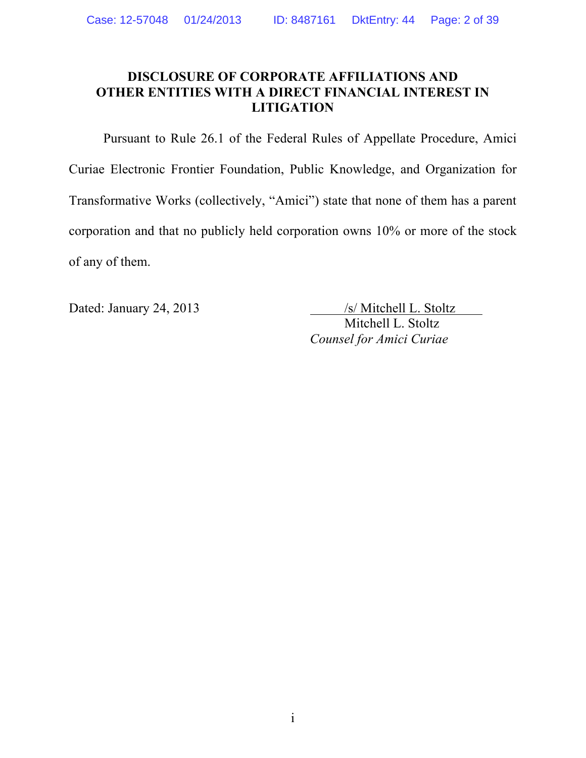## DISCLOSURE OF CORPORATE AFFILIATIONS AND OTHER ENTITIES WITH A DIRECT FINANCIAL INTEREST IN LITIGATION

Pursuant to Rule 26.1 of the Federal Rules of Appellate Procedure, Amici Curiae Electronic Frontier Foundation, Public Knowledge, and Organization for Transformative Works (collectively, "Amici") state that none of them has a parent corporation and that no publicly held corporation owns 10% or more of the stock of any of them.

Dated: January 24, 2013

/s/ Mitchell L. Stoltz
Mitchell L. Stoltz
*Counsel for Amici Curiae*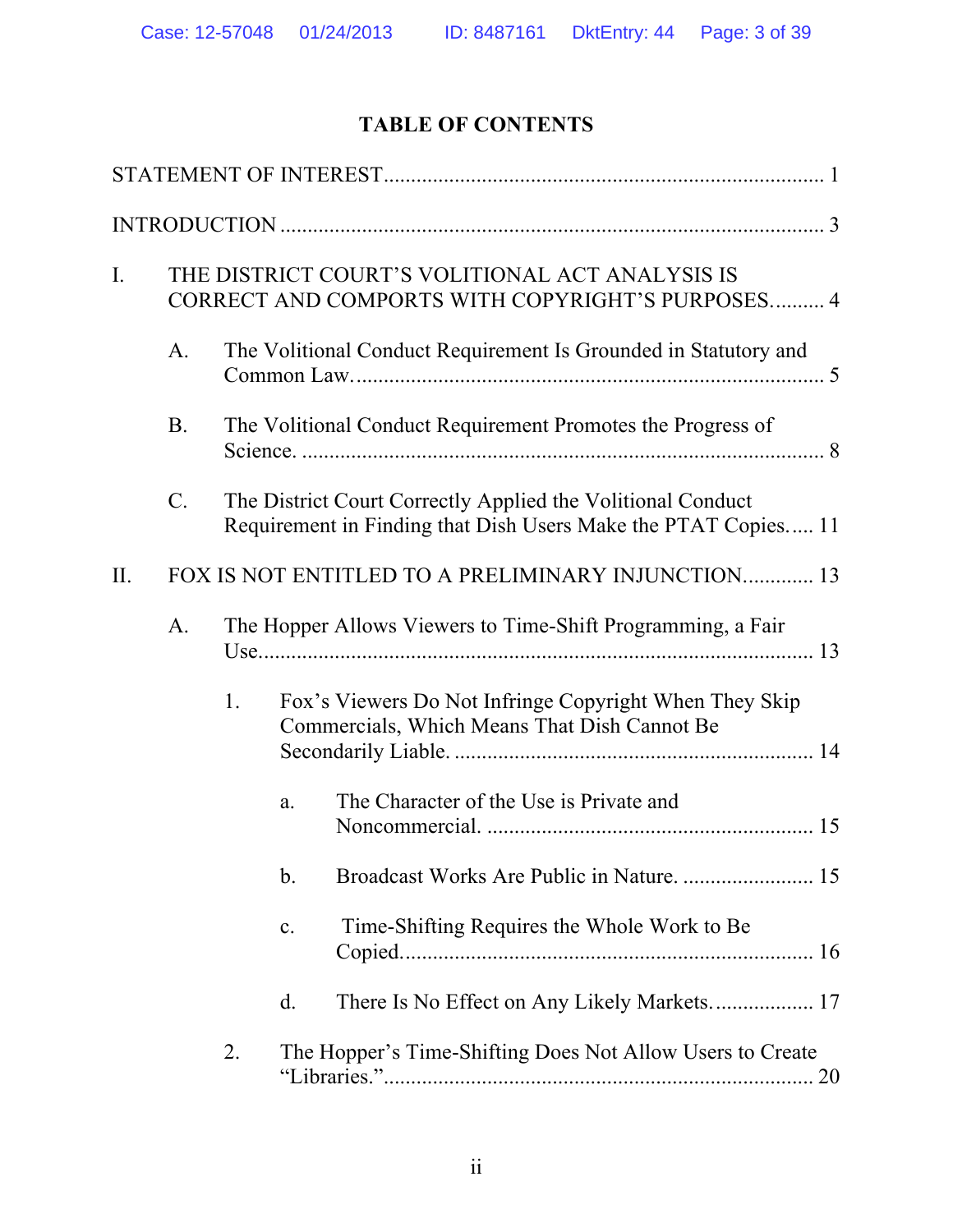# TABLE OF CONTENTS

STATEMENT OF INTEREST ........................................................................ 1

INTRODUCTION ........................................................................................ 3

I. THE DISTRICT COURT'S VOLITIONAL ACT ANALYSIS IS CORRECT AND COMPORTS WITH COPYRIGHT'S PURPOSES. ......... 4

- A. The Volitional Conduct Requirement Is Grounded in Statutory and Common Law. ........................................................................ 5
- B. The Volitional Conduct Requirement Promotes the Progress of Science. ........................................................................ 8
- C. The District Court Correctly Applied the Volitional Conduct Requirement in Finding that Dish Users Make the PTAT Copies. .... 11

II. FOX IS NOT ENTITLED TO A PRELIMINARY INJUNCTION ............ 13

- A. The Hopper Allows Viewers to Time-Shift Programming, a Fair Use. ........................................................................ 13
  1. Fox's Viewers Do Not Infringe Copyright When They Skip Commercials, Which Means That Dish Cannot Be Secondarily Liable. ........................................................ 14
     - a. The Character of the Use is Private and Noncommercial. ........................................................ 15
     - b. Broadcast Works Are Public in Nature. ........................ 15
     - c. Time-Shifting Requires the Whole Work to Be Copied. ........................................................ 16
     - d. There Is No Effect on Any Likely Markets. ................. 17
  2. The Hopper's Time-Shifting Does Not Allow Users to Create "Libraries." ........................................................ 20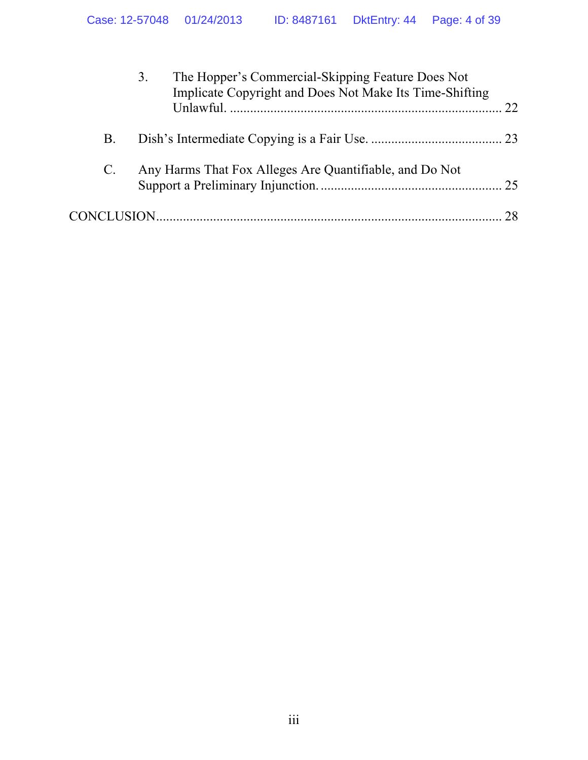3. The Hopper's Commercial-Skipping Feature Does Not Implicate Copyright and Does Not Make Its Time-Shifting Unlawful. ........ 22

B. Dish's Intermediate Copying is a Fair Use. ........ 23

C. Any Harms That Fox Alleges Are Quantifiable, and Do Not Support a Preliminary Injunction. ........ 25

CONCLUSION ........ 28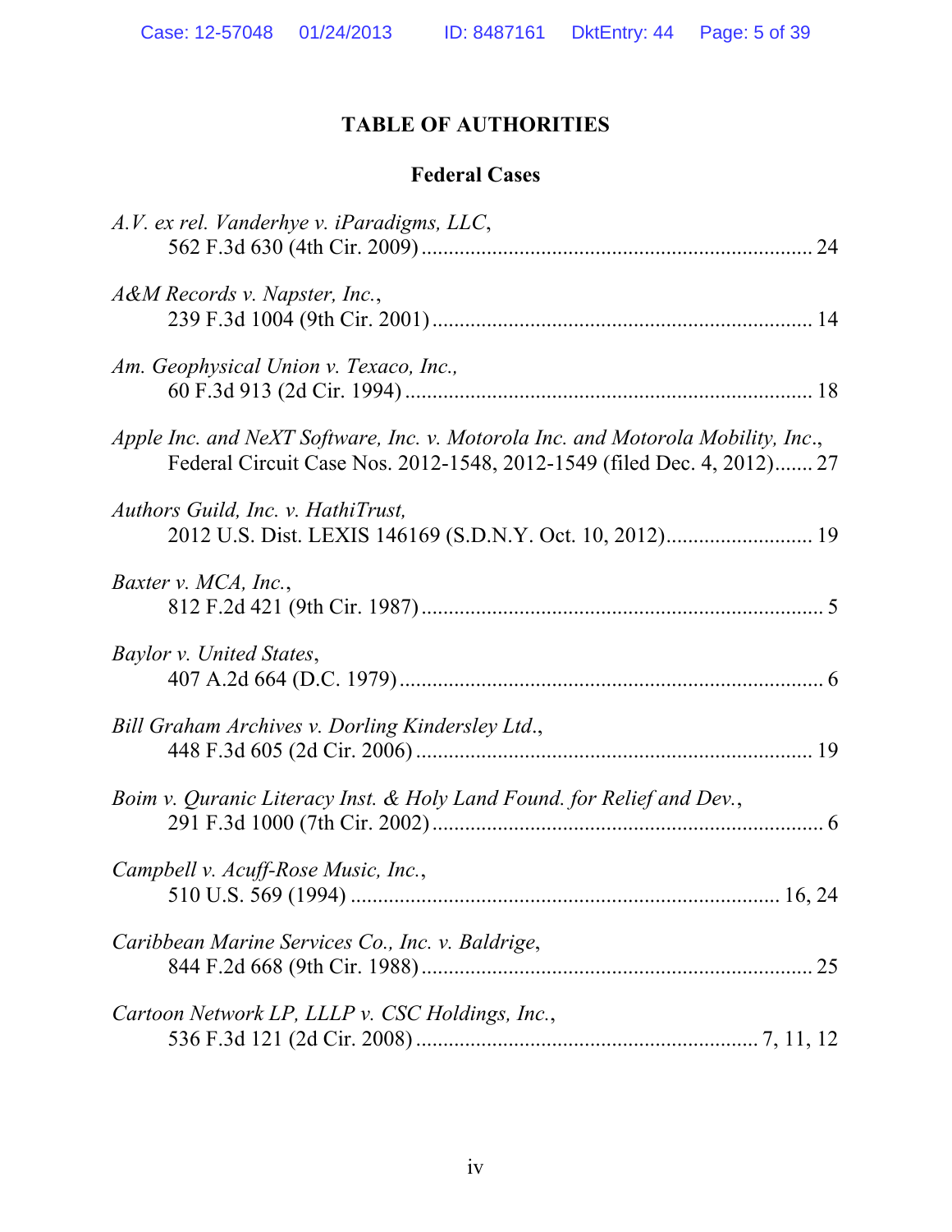# TABLE OF AUTHORITIES

## Federal Cases

*A.V. ex rel. Vanderhye v. iParadigms, LLC*,
562 F.3d 630 (4th Cir. 2009) ........................................................................ 24

*A&M Records v. Napster, Inc.*,
239 F.3d 1004 (9th Cir. 2001) ...................................................................... 14

*Am. Geophysical Union v. Texaco, Inc.*,
60 F.3d 913 (2d Cir. 1994) ........................................................................... 18

*Apple Inc. and NeXT Software, Inc. v. Motorola Inc. and Motorola Mobility, Inc.*,
Federal Circuit Case Nos. 2012-1548, 2012-1549 (filed Dec. 4, 2012)....... 27

*Authors Guild, Inc. v. HathiTrust*,
2012 U.S. Dist. LEXIS 146169 (S.D.N.Y. Oct. 10, 2012)........................... 19

*Baxter v. MCA, Inc.*,
812 F.2d 421 (9th Cir. 1987) .......................................................................... 5

*Baylor v. United States*,
407 A.2d 664 (D.C. 1979) .............................................................................. 6

*Bill Graham Archives v. Dorling Kindersley Ltd.*,
448 F.3d 605 (2d Cir. 2006) ......................................................................... 19

*Boim v. Quranic Literacy Inst. & Holy Land Found. for Relief and Dev.*,
291 F.3d 1000 (7th Cir. 2002) ........................................................................ 6

*Campbell v. Acuff-Rose Music, Inc.*,
510 U.S. 569 (1994) ............................................................................... 16, 24

*Caribbean Marine Services Co., Inc. v. Baldrige*,
844 F.2d 668 (9th Cir. 1988) ........................................................................ 25

*Cartoon Network LP, LLLP v. CSC Holdings, Inc.*,
536 F.3d 121 (2d Cir. 2008) .............................................................. 7, 11, 12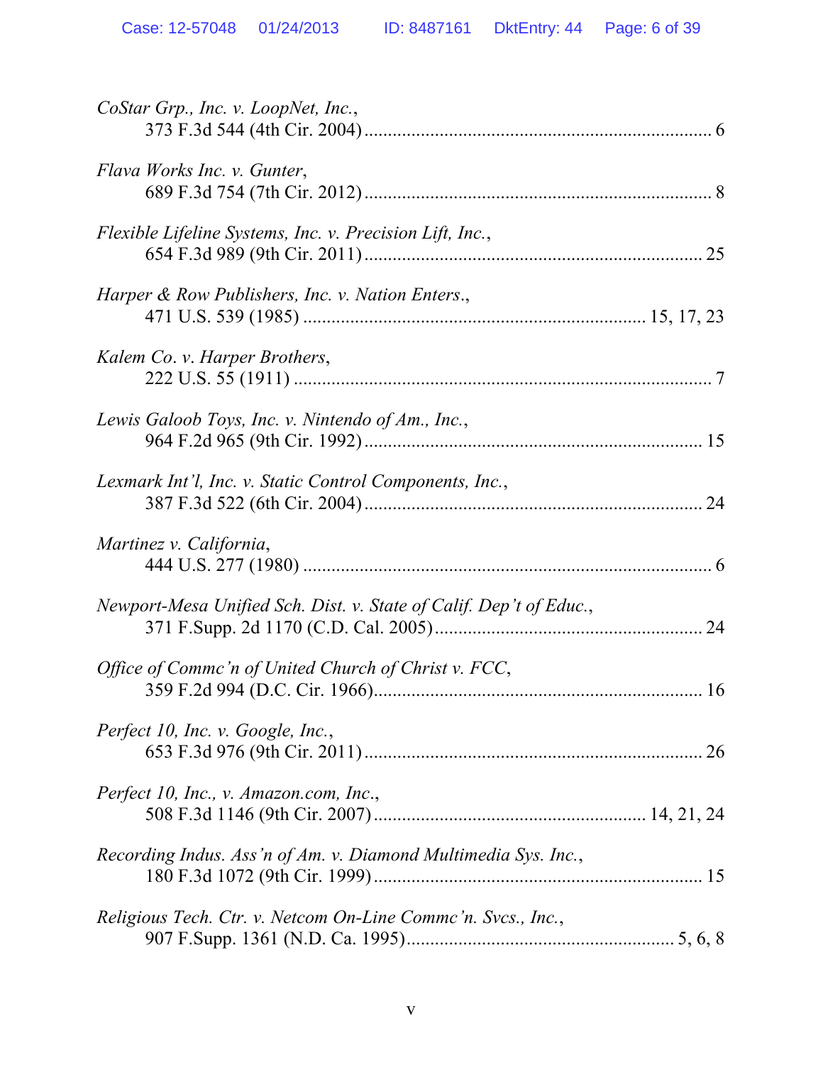*CoStar Grp., Inc. v. LoopNet, Inc.*,
373 F.3d 544 (4th Cir. 2004) ........................................................................ 6

*Flava Works Inc. v. Gunter*,
689 F.3d 754 (7th Cir. 2012) ........................................................................ 8

*Flexible Lifeline Systems, Inc. v. Precision Lift, Inc.*,
654 F.3d 989 (9th Cir. 2011) ...................................................................... 25

*Harper & Row Publishers, Inc. v. Nation Enters*.,
471 U.S. 539 (1985) ...................................................................... 15, 17, 23

*Kalem Co. v. Harper Brothers*,
222 U.S. 55 (1911) ........................................................................................ 7

*Lewis Galoob Toys, Inc. v. Nintendo of Am., Inc.*,
964 F.2d 965 (9th Cir. 1992) ...................................................................... 15

*Lexmark Int'l, Inc. v. Static Control Components, Inc.*,
387 F.3d 522 (6th Cir. 2004) ...................................................................... 24

*Martinez v. California*,
444 U.S. 277 (1980) ...................................................................................... 6

*Newport-Mesa Unified Sch. Dist. v. State of Calif. Dep't of Educ.*,
371 F.Supp. 2d 1170 (C.D. Cal. 2005) ....................................................... 24

*Office of Commc'n of United Church of Christ v. FCC*,
359 F.2d 994 (D.C. Cir. 1966) ..................................................................... 16

*Perfect 10, Inc. v. Google, Inc.*,
653 F.3d 976 (9th Cir. 2011) ...................................................................... 26

*Perfect 10, Inc., v. Amazon.com, Inc.*,
508 F.3d 1146 (9th Cir. 2007) ....................................................... 14, 21, 24

*Recording Indus. Ass'n of Am. v. Diamond Multimedia Sys. Inc.*,
180 F.3d 1072 (9th Cir. 1999) ..................................................................... 15

*Religious Tech. Ctr. v. Netcom On-Line Commc'n. Svcs., Inc.*,
907 F.Supp. 1361 (N.D. Ca. 1995) ....................................................... 5, 6, 8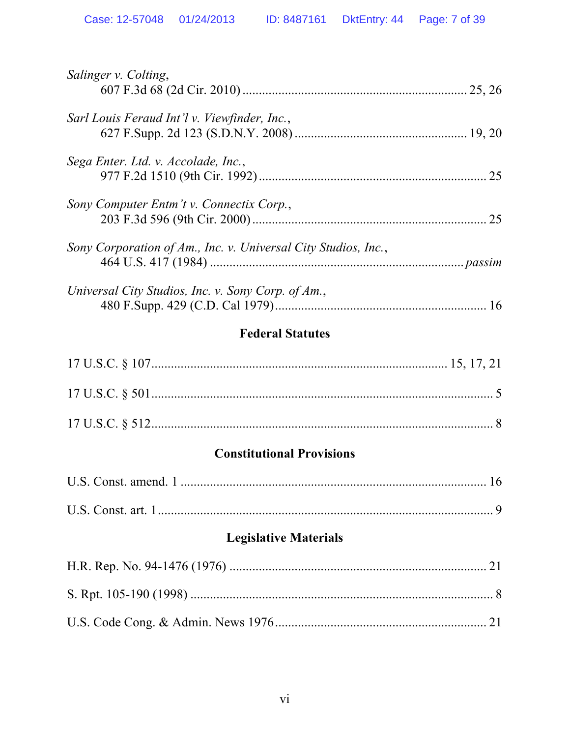*Salinger v. Colting*,
607 F.3d 68 (2d Cir. 2010) .................................................................... 25, 26

*Sarl Louis Feraud Int'l v. Viewfinder, Inc.*,
627 F.Supp. 2d 123 (S.D.N.Y. 2008) ..................................................... 19, 20

*Sega Enter. Ltd. v. Accolade, Inc.*,
977 F.2d 1510 (9th Cir. 1992) ..................................................................... 25

*Sony Computer Entm't v. Connectix Corp.*,
203 F.3d 596 (9th Cir. 2000) ....................................................................... 25

*Sony Corporation of Am., Inc. v. Universal City Studios, Inc.*,
464 U.S. 417 (1984) ............................................................................ *passim*

*Universal City Studios, Inc. v. Sony Corp. of Am.*,
480 F.Supp. 429 (C.D. Cal 1979) ................................................................. 16

**Federal Statutes**

17 U.S.C. § 107 ......................................................................................... 15, 17, 21

17 U.S.C. § 501 ......................................................................................................... 5

17 U.S.C. § 512 ......................................................................................................... 8

**Constitutional Provisions**

U.S. Const. amend. 1 ............................................................................................... 16

U.S. Const. art. 1 ....................................................................................................... 9

**Legislative Materials**

H.R. Rep. No. 94-1476 (1976) ............................................................................... 21

S. Rpt. 105-190 (1998) ............................................................................................. 8

U.S. Code Cong. & Admin. News 1976 ................................................................ 21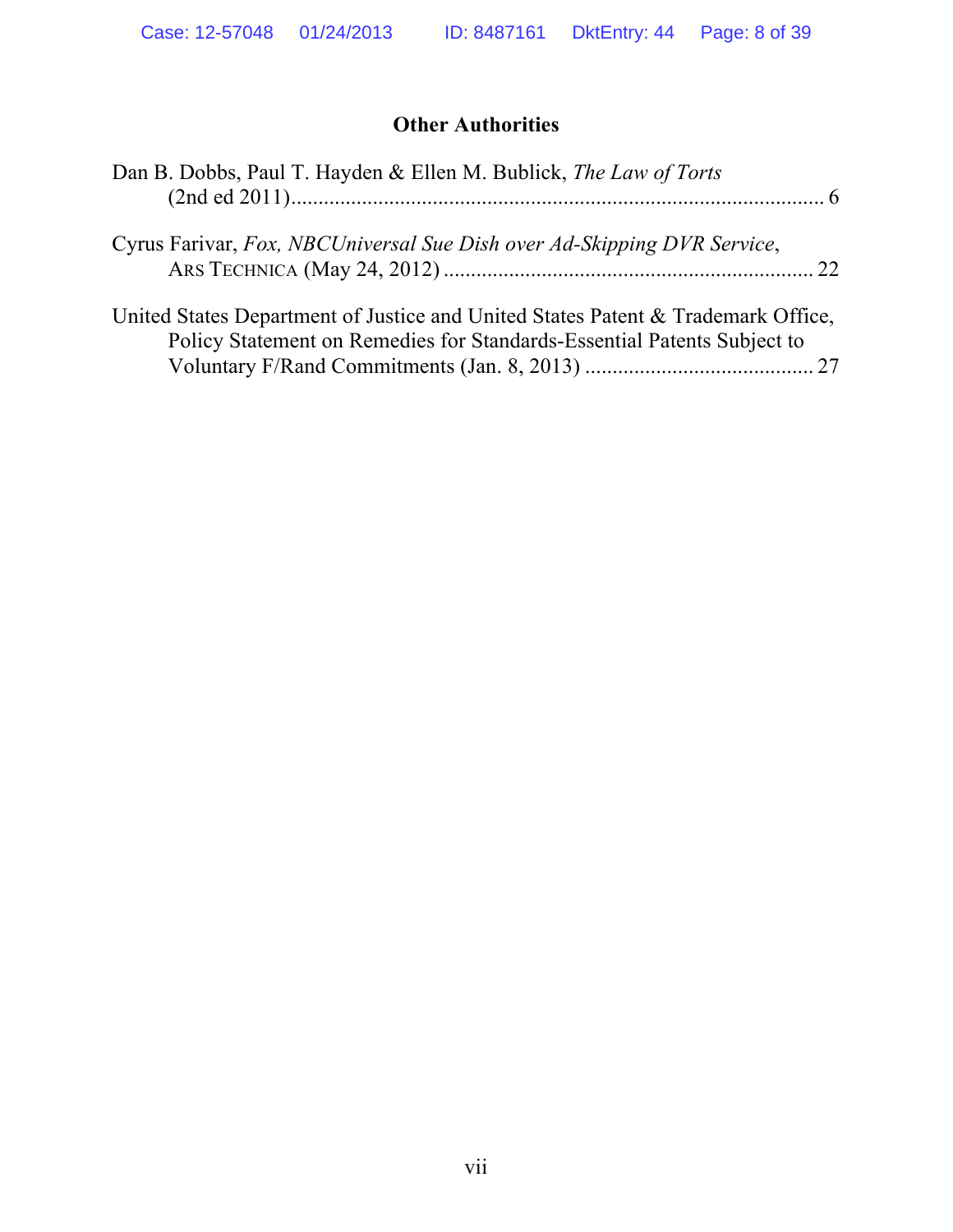## Other Authorities

Dan B. Dobbs, Paul T. Hayden & Ellen M. Bublick, *The Law of Torts* (2nd ed 2011)........................................................................................... 6

Cyrus Farivar, *Fox, NBCUniversal Sue Dish over Ad-Skipping DVR Service*, ARS TECHNICA (May 24, 2012) .................................................................... 22

United States Department of Justice and United States Patent & Trademark Office, Policy Statement on Remedies for Standards-Essential Patents Subject to Voluntary F/Rand Commitments (Jan. 8, 2013) .......................................... 27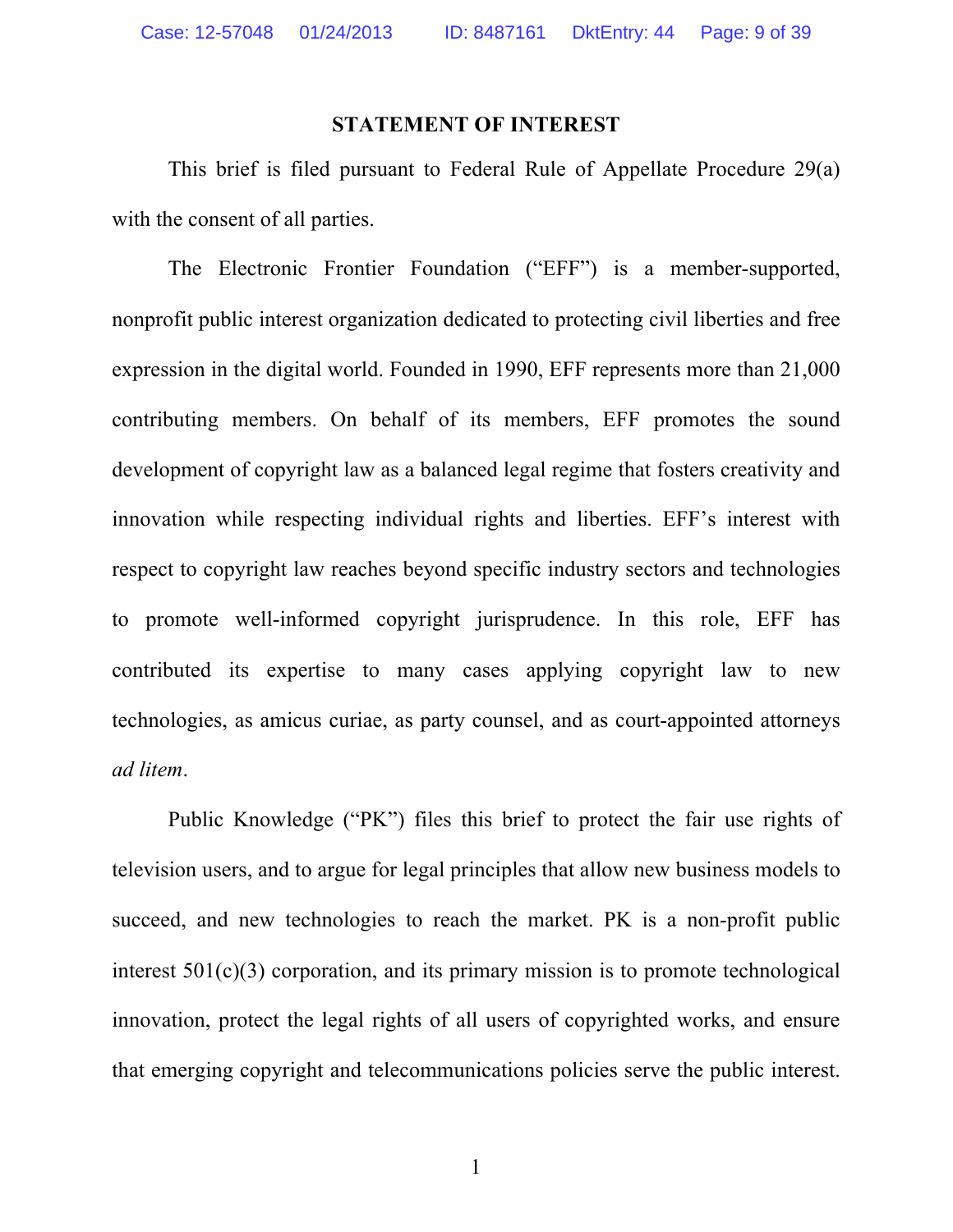## STATEMENT OF INTEREST

This brief is filed pursuant to Federal Rule of Appellate Procedure 29(a) with the consent of all parties.

The Electronic Frontier Foundation ("EFF") is a member-supported, nonprofit public interest organization dedicated to protecting civil liberties and free expression in the digital world. Founded in 1990, EFF represents more than 21,000 contributing members. On behalf of its members, EFF promotes the sound development of copyright law as a balanced legal regime that fosters creativity and innovation while respecting individual rights and liberties. EFF's interest with respect to copyright law reaches beyond specific industry sectors and technologies to promote well-informed copyright jurisprudence. In this role, EFF has contributed its expertise to many cases applying copyright law to new technologies, as amicus curiae, as party counsel, and as court-appointed attorneys *ad litem*.

Public Knowledge ("PK") files this brief to protect the fair use rights of television users, and to argue for legal principles that allow new business models to succeed, and new technologies to reach the market. PK is a non-profit public interest 501(c)(3) corporation, and its primary mission is to promote technological innovation, protect the legal rights of all users of copyrighted works, and ensure that emerging copyright and telecommunications policies serve the public interest.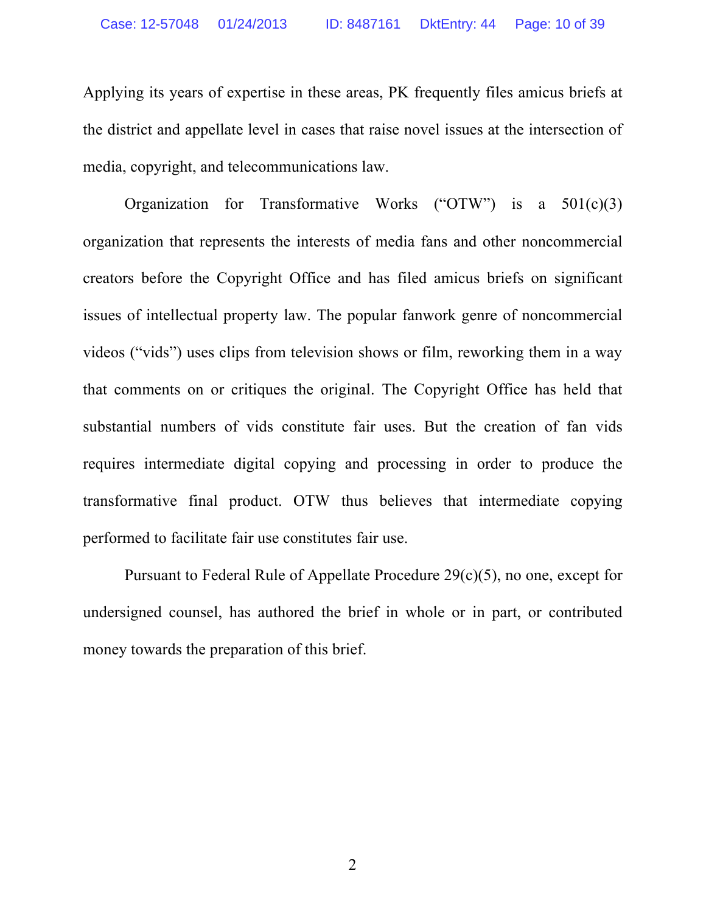Applying its years of expertise in these areas, PK frequently files amicus briefs at the district and appellate level in cases that raise novel issues at the intersection of media, copyright, and telecommunications law.

Organization for Transformative Works ("OTW") is a 501(c)(3) organization that represents the interests of media fans and other noncommercial creators before the Copyright Office and has filed amicus briefs on significant issues of intellectual property law. The popular fanwork genre of noncommercial videos ("vids") uses clips from television shows or film, reworking them in a way that comments on or critiques the original. The Copyright Office has held that substantial numbers of vids constitute fair uses. But the creation of fan vids requires intermediate digital copying and processing in order to produce the transformative final product. OTW thus believes that intermediate copying performed to facilitate fair use constitutes fair use.

Pursuant to Federal Rule of Appellate Procedure 29(c)(5), no one, except for undersigned counsel, has authored the brief in whole or in part, or contributed money towards the preparation of this brief.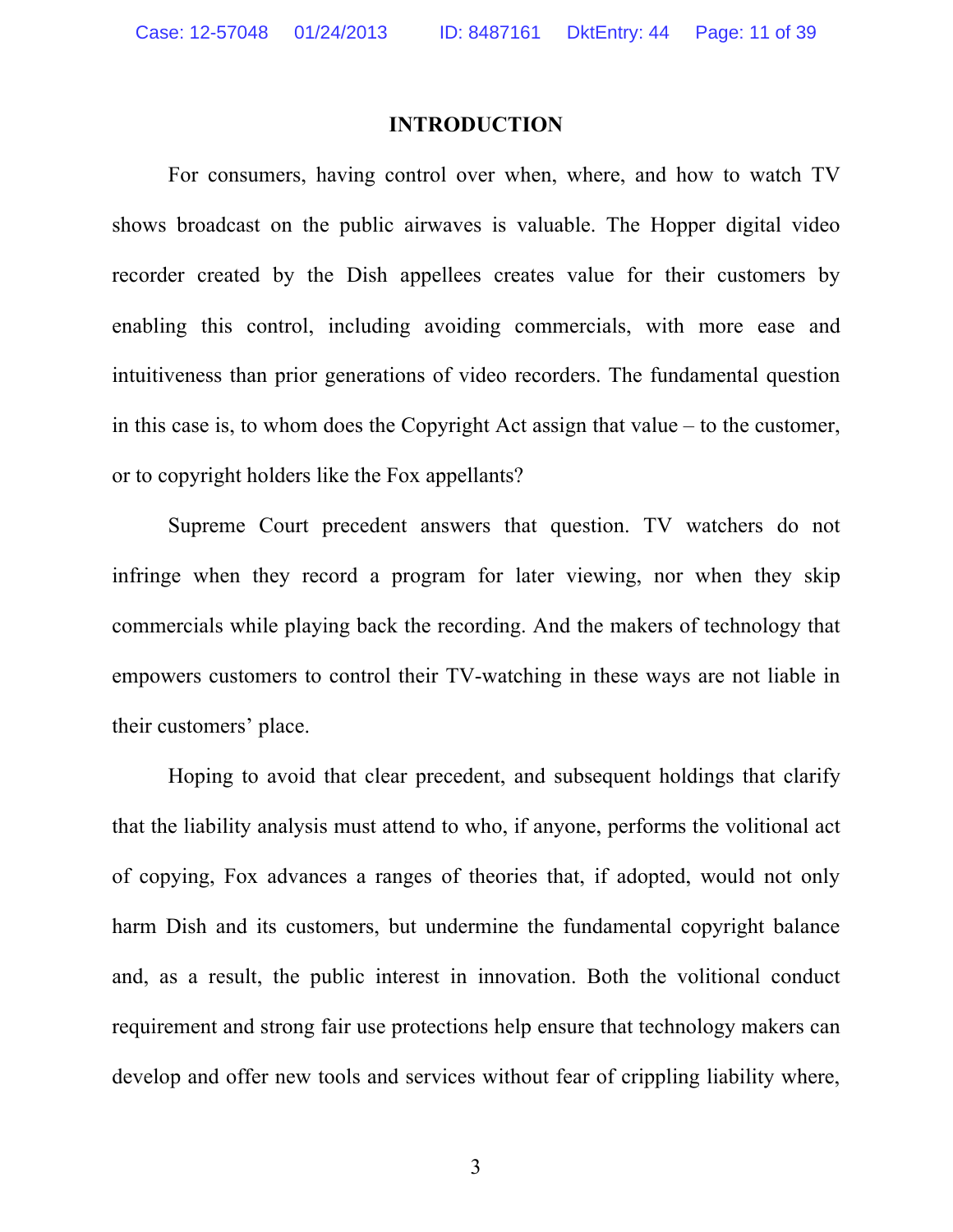## INTRODUCTION

For consumers, having control over when, where, and how to watch TV shows broadcast on the public airwaves is valuable. The Hopper digital video recorder created by the Dish appellees creates value for their customers by enabling this control, including avoiding commercials, with more ease and intuitiveness than prior generations of video recorders. The fundamental question in this case is, to whom does the Copyright Act assign that value – to the customer, or to copyright holders like the Fox appellants?

Supreme Court precedent answers that question. TV watchers do not infringe when they record a program for later viewing, nor when they skip commercials while playing back the recording. And the makers of technology that empowers customers to control their TV-watching in these ways are not liable in their customers' place.

Hoping to avoid that clear precedent, and subsequent holdings that clarify that the liability analysis must attend to who, if anyone, performs the volitional act of copying, Fox advances a ranges of theories that, if adopted, would not only harm Dish and its customers, but undermine the fundamental copyright balance and, as a result, the public interest in innovation. Both the volitional conduct requirement and strong fair use protections help ensure that technology makers can develop and offer new tools and services without fear of crippling liability where,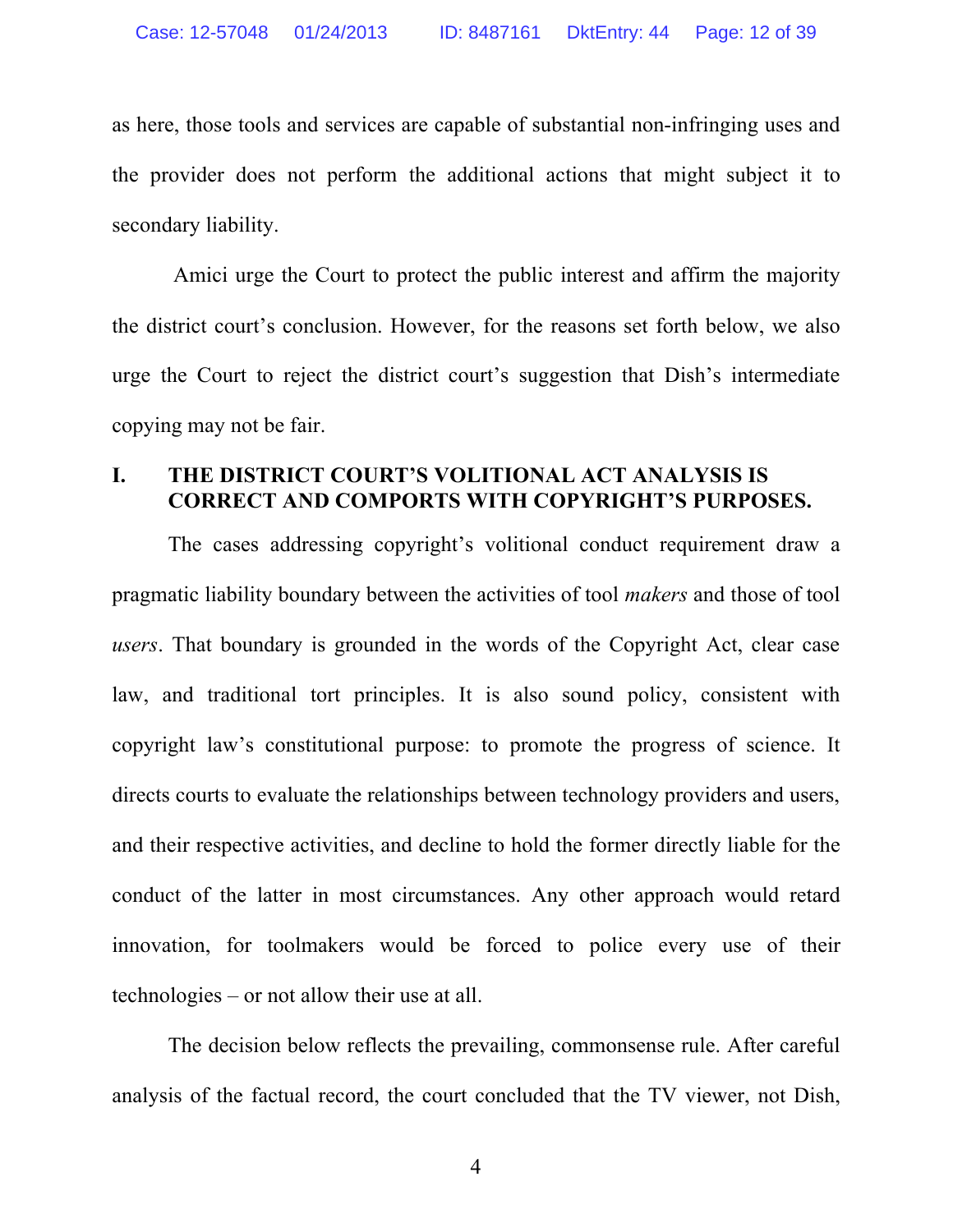as here, those tools and services are capable of substantial non-infringing uses and the provider does not perform the additional actions that might subject it to secondary liability.

Amici urge the Court to protect the public interest and affirm the majority the district court's conclusion. However, for the reasons set forth below, we also urge the Court to reject the district court's suggestion that Dish's intermediate copying may not be fair.

## I. THE DISTRICT COURT'S VOLITIONAL ACT ANALYSIS IS CORRECT AND COMPORTS WITH COPYRIGHT'S PURPOSES.

The cases addressing copyright's volitional conduct requirement draw a pragmatic liability boundary between the activities of tool *makers* and those of tool *users*. That boundary is grounded in the words of the Copyright Act, clear case law, and traditional tort principles. It is also sound policy, consistent with copyright law's constitutional purpose: to promote the progress of science. It directs courts to evaluate the relationships between technology providers and users, and their respective activities, and decline to hold the former directly liable for the conduct of the latter in most circumstances. Any other approach would retard innovation, for toolmakers would be forced to police every use of their technologies – or not allow their use at all.

The decision below reflects the prevailing, commonsense rule. After careful analysis of the factual record, the court concluded that the TV viewer, not Dish,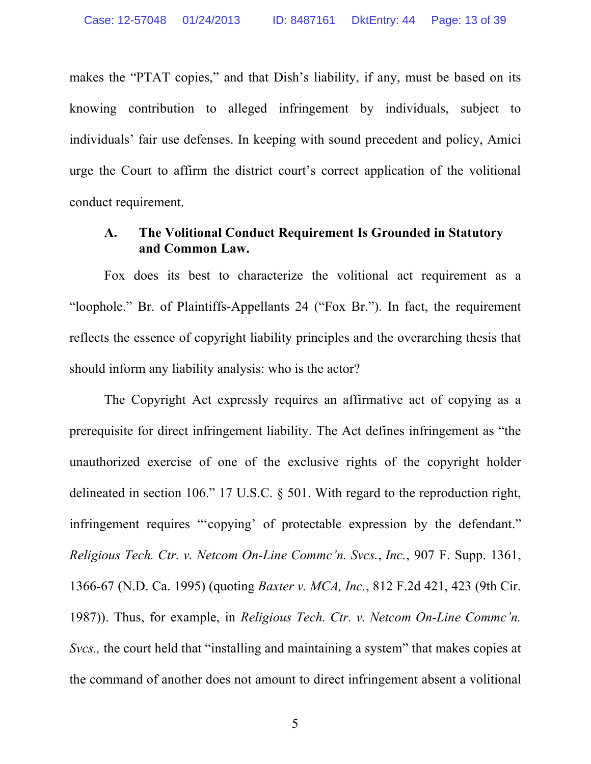makes the "PTAT copies," and that Dish's liability, if any, must be based on its knowing contribution to alleged infringement by individuals, subject to individuals' fair use defenses. In keeping with sound precedent and policy, Amici urge the Court to affirm the district court's correct application of the volitional conduct requirement.

### A. The Volitional Conduct Requirement Is Grounded in Statutory and Common Law.

Fox does its best to characterize the volitional act requirement as a "loophole." Br. of Plaintiffs-Appellants 24 ("Fox Br."). In fact, the requirement reflects the essence of copyright liability principles and the overarching thesis that should inform any liability analysis: who is the actor?

The Copyright Act expressly requires an affirmative act of copying as a prerequisite for direct infringement liability. The Act defines infringement as "the unauthorized exercise of one of the exclusive rights of the copyright holder delineated in section 106." 17 U.S.C. § 501. With regard to the reproduction right, infringement requires "'copying' of protectable expression by the defendant." *Religious Tech. Ctr. v. Netcom On-Line Commc'n. Svcs.*, *Inc.*, 907 F. Supp. 1361, 1366-67 (N.D. Ca. 1995) (quoting *Baxter v. MCA, Inc.*, 812 F.2d 421, 423 (9th Cir. 1987)). Thus, for example, in *Religious Tech. Ctr. v. Netcom On-Line Commc'n. Svcs.,* the court held that "installing and maintaining a system" that makes copies at the command of another does not amount to direct infringement absent a volitional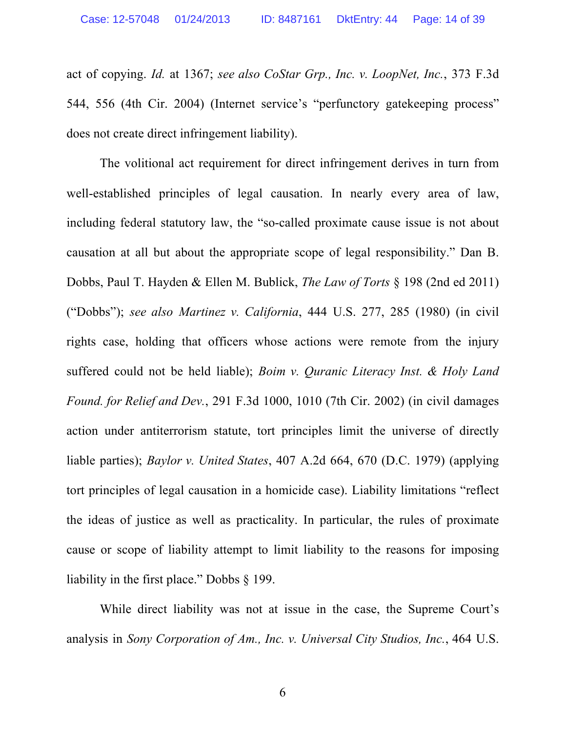act of copying. *Id.* at 1367; *see also CoStar Grp., Inc. v. LoopNet, Inc.*, 373 F.3d 544, 556 (4th Cir. 2004) (Internet service's "perfunctory gatekeeping process" does not create direct infringement liability).

The volitional act requirement for direct infringement derives in turn from well-established principles of legal causation. In nearly every area of law, including federal statutory law, the "so-called proximate cause issue is not about causation at all but about the appropriate scope of legal responsibility." Dan B. Dobbs, Paul T. Hayden & Ellen M. Bublick, *The Law of Torts* § 198 (2nd ed 2011) ("Dobbs"); *see also Martinez v. California*, 444 U.S. 277, 285 (1980) (in civil rights case, holding that officers whose actions were remote from the injury suffered could not be held liable); *Boim v. Quranic Literacy Inst. & Holy Land Found. for Relief and Dev.*, 291 F.3d 1000, 1010 (7th Cir. 2002) (in civil damages action under antiterrorism statute, tort principles limit the universe of directly liable parties); *Baylor v. United States*, 407 A.2d 664, 670 (D.C. 1979) (applying tort principles of legal causation in a homicide case). Liability limitations "reflect the ideas of justice as well as practicality. In particular, the rules of proximate cause or scope of liability attempt to limit liability to the reasons for imposing liability in the first place." Dobbs § 199.

While direct liability was not at issue in the case, the Supreme Court's analysis in *Sony Corporation of Am., Inc. v. Universal City Studios, Inc.*, 464 U.S.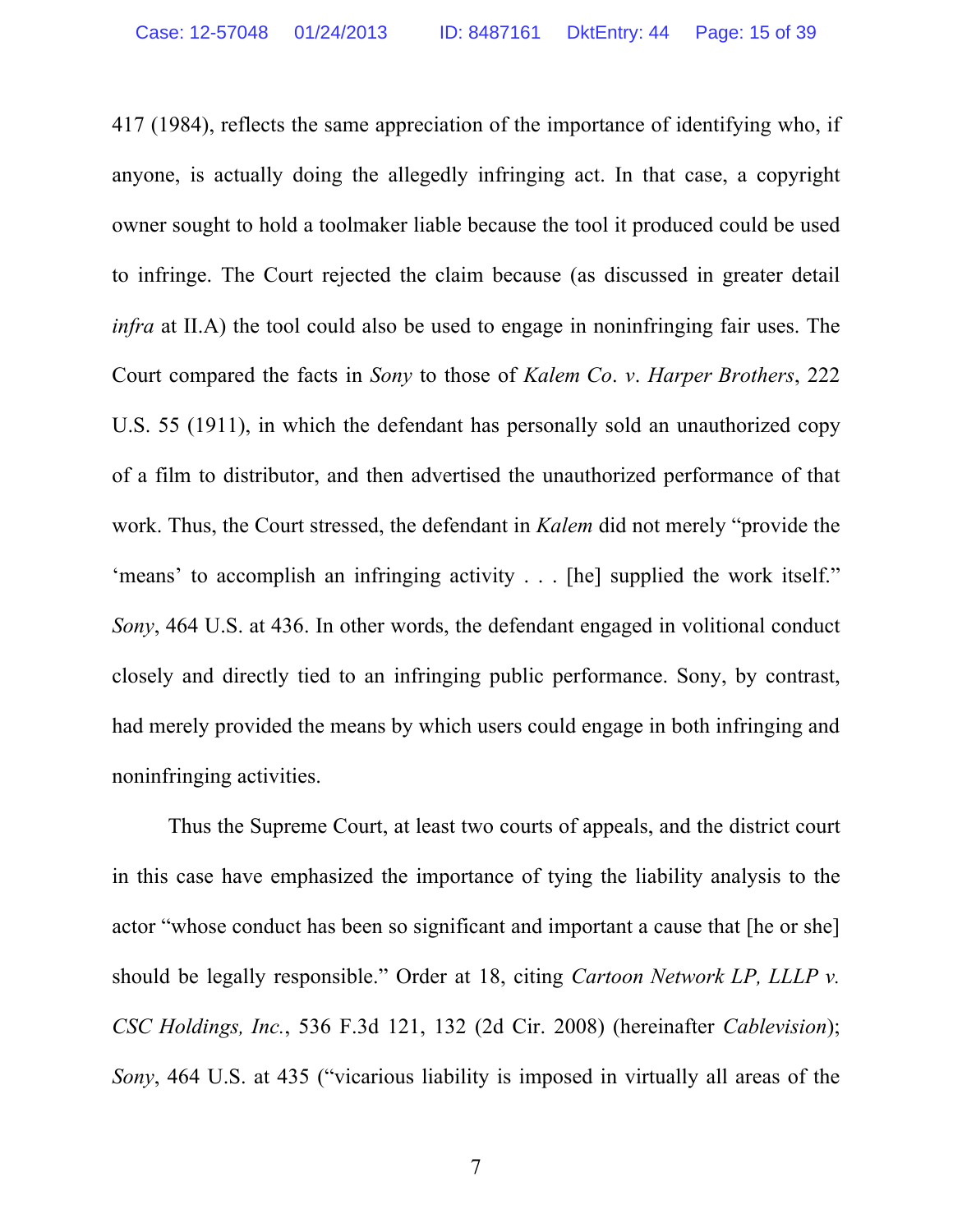417 (1984), reflects the same appreciation of the importance of identifying who, if anyone, is actually doing the allegedly infringing act. In that case, a copyright owner sought to hold a toolmaker liable because the tool it produced could be used to infringe. The Court rejected the claim because (as discussed in greater detail *infra* at II.A) the tool could also be used to engage in noninfringing fair uses. The Court compared the facts in *Sony* to those of *Kalem Co. v. Harper Brothers*, 222 U.S. 55 (1911), in which the defendant has personally sold an unauthorized copy of a film to distributor, and then advertised the unauthorized performance of that work. Thus, the Court stressed, the defendant in *Kalem* did not merely "provide the 'means' to accomplish an infringing activity . . . [he] supplied the work itself." *Sony*, 464 U.S. at 436. In other words, the defendant engaged in volitional conduct closely and directly tied to an infringing public performance. Sony, by contrast, had merely provided the means by which users could engage in both infringing and noninfringing activities.

Thus the Supreme Court, at least two courts of appeals, and the district court in this case have emphasized the importance of tying the liability analysis to the actor "whose conduct has been so significant and important a cause that [he or she] should be legally responsible." Order at 18, citing *Cartoon Network LP, LLLP v. CSC Holdings, Inc.*, 536 F.3d 121, 132 (2d Cir. 2008) (hereinafter *Cablevision*); *Sony*, 464 U.S. at 435 ("vicarious liability is imposed in virtually all areas of the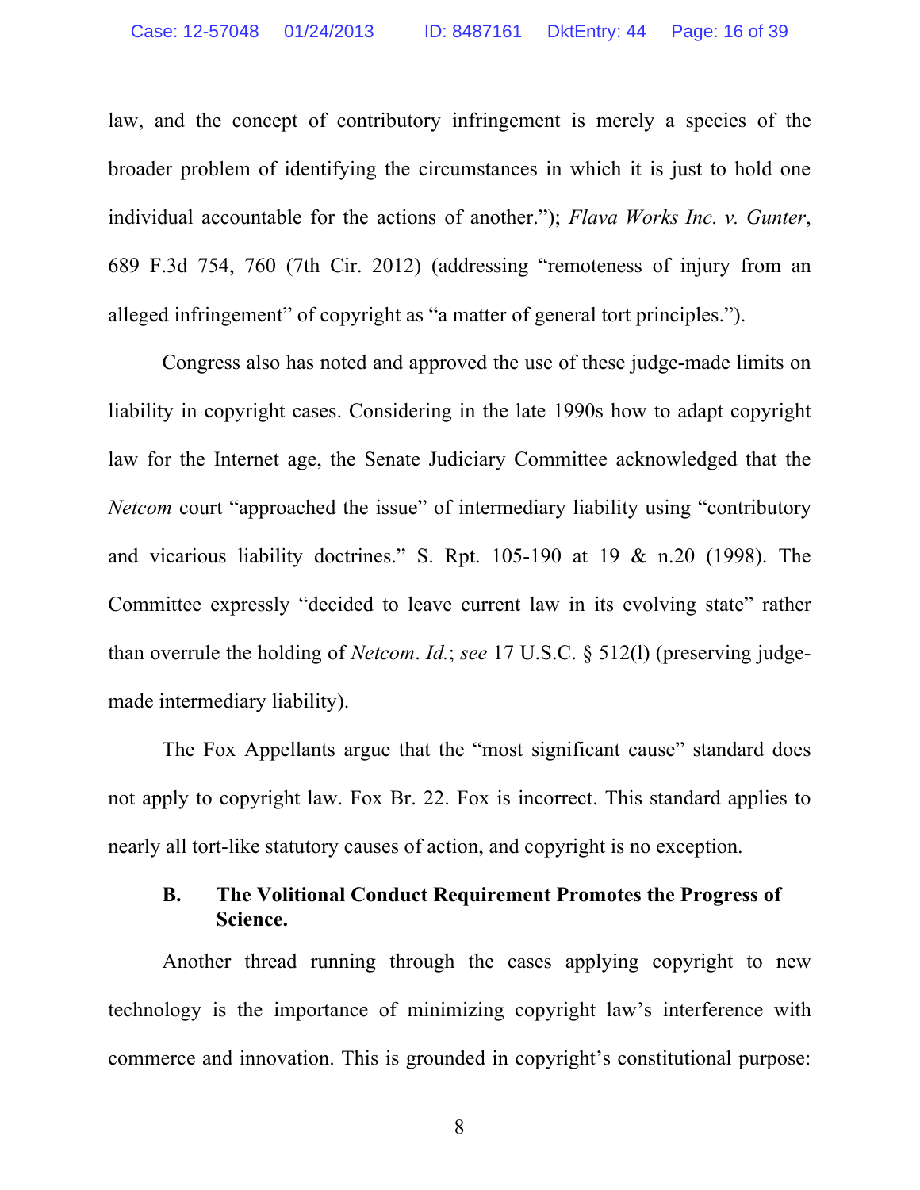law, and the concept of contributory infringement is merely a species of the broader problem of identifying the circumstances in which it is just to hold one individual accountable for the actions of another."); *Flava Works Inc. v. Gunter*, 689 F.3d 754, 760 (7th Cir. 2012) (addressing "remoteness of injury from an alleged infringement" of copyright as "a matter of general tort principles.").

Congress also has noted and approved the use of these judge-made limits on liability in copyright cases. Considering in the late 1990s how to adapt copyright law for the Internet age, the Senate Judiciary Committee acknowledged that the *Netcom* court "approached the issue" of intermediary liability using "contributory and vicarious liability doctrines." S. Rpt. 105-190 at 19 & n.20 (1998). The Committee expressly "decided to leave current law in its evolving state" rather than overrule the holding of *Netcom*. *Id.*; *see* 17 U.S.C. § 512(l) (preserving judge-made intermediary liability).

The Fox Appellants argue that the "most significant cause" standard does not apply to copyright law. Fox Br. 22. Fox is incorrect. This standard applies to nearly all tort-like statutory causes of action, and copyright is no exception.

### B. The Volitional Conduct Requirement Promotes the Progress of Science.

Another thread running through the cases applying copyright to new technology is the importance of minimizing copyright law's interference with commerce and innovation. This is grounded in copyright's constitutional purpose: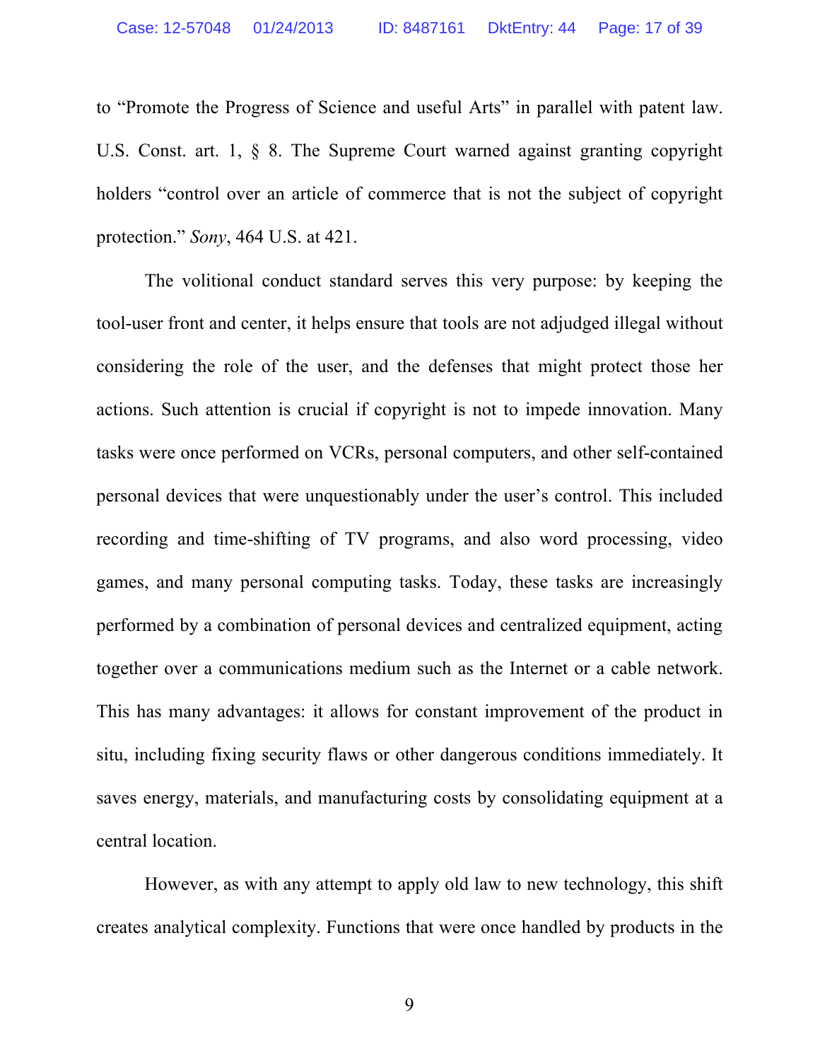to "Promote the Progress of Science and useful Arts" in parallel with patent law. U.S. Const. art. 1, § 8. The Supreme Court warned against granting copyright holders "control over an article of commerce that is not the subject of copyright protection." *Sony*, 464 U.S. at 421.

The volitional conduct standard serves this very purpose: by keeping the tool-user front and center, it helps ensure that tools are not adjudged illegal without considering the role of the user, and the defenses that might protect those her actions. Such attention is crucial if copyright is not to impede innovation. Many tasks were once performed on VCRs, personal computers, and other self-contained personal devices that were unquestionably under the user's control. This included recording and time-shifting of TV programs, and also word processing, video games, and many personal computing tasks. Today, these tasks are increasingly performed by a combination of personal devices and centralized equipment, acting together over a communications medium such as the Internet or a cable network. This has many advantages: it allows for constant improvement of the product in situ, including fixing security flaws or other dangerous conditions immediately. It saves energy, materials, and manufacturing costs by consolidating equipment at a central location.

However, as with any attempt to apply old law to new technology, this shift creates analytical complexity. Functions that were once handled by products in the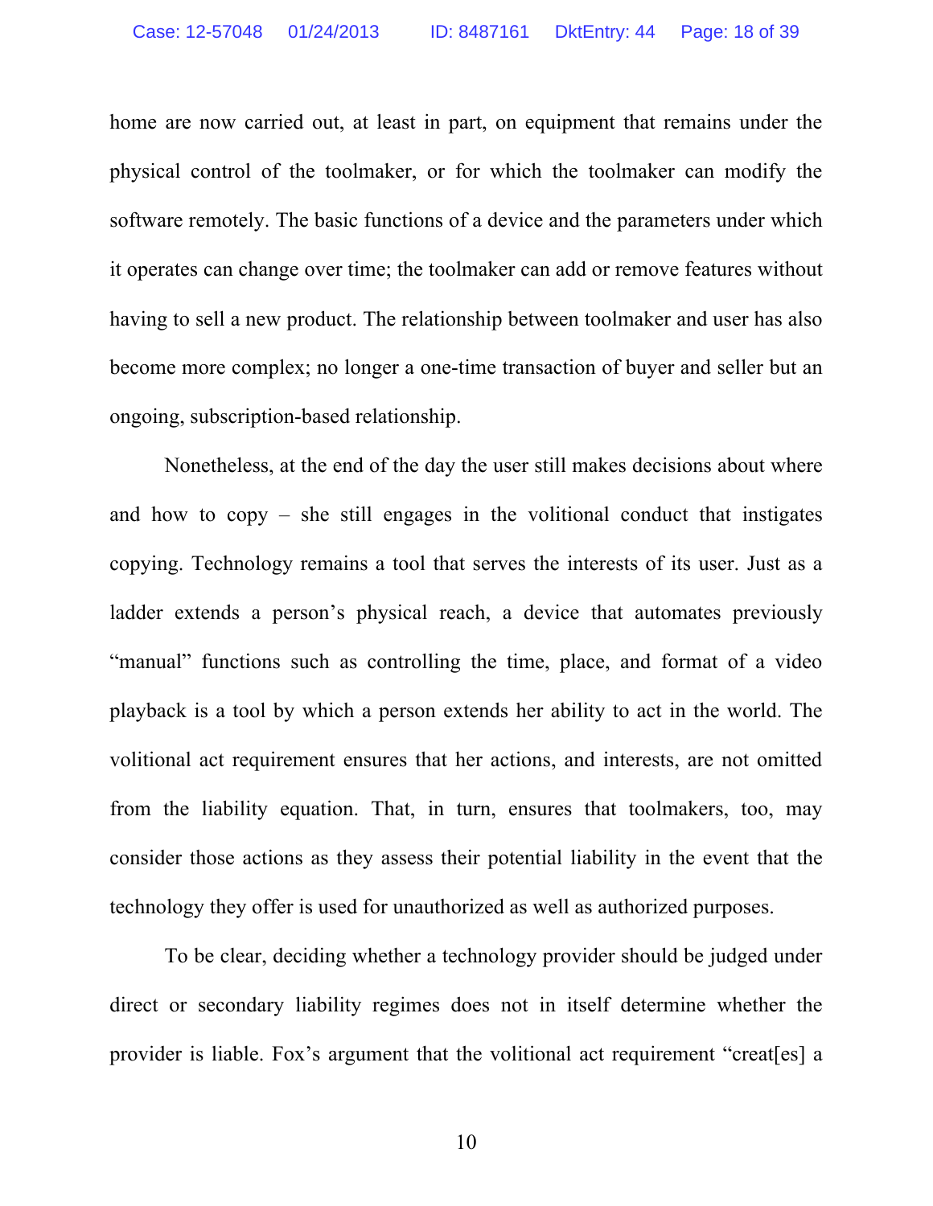home are now carried out, at least in part, on equipment that remains under the physical control of the toolmaker, or for which the toolmaker can modify the software remotely. The basic functions of a device and the parameters under which it operates can change over time; the toolmaker can add or remove features without having to sell a new product. The relationship between toolmaker and user has also become more complex; no longer a one-time transaction of buyer and seller but an ongoing, subscription-based relationship.

Nonetheless, at the end of the day the user still makes decisions about where and how to copy – she still engages in the volitional conduct that instigates copying. Technology remains a tool that serves the interests of its user. Just as a ladder extends a person's physical reach, a device that automates previously "manual" functions such as controlling the time, place, and format of a video playback is a tool by which a person extends her ability to act in the world. The volitional act requirement ensures that her actions, and interests, are not omitted from the liability equation. That, in turn, ensures that toolmakers, too, may consider those actions as they assess their potential liability in the event that the technology they offer is used for unauthorized as well as authorized purposes.

To be clear, deciding whether a technology provider should be judged under direct or secondary liability regimes does not in itself determine whether the provider is liable. Fox's argument that the volitional act requirement "creat[es] a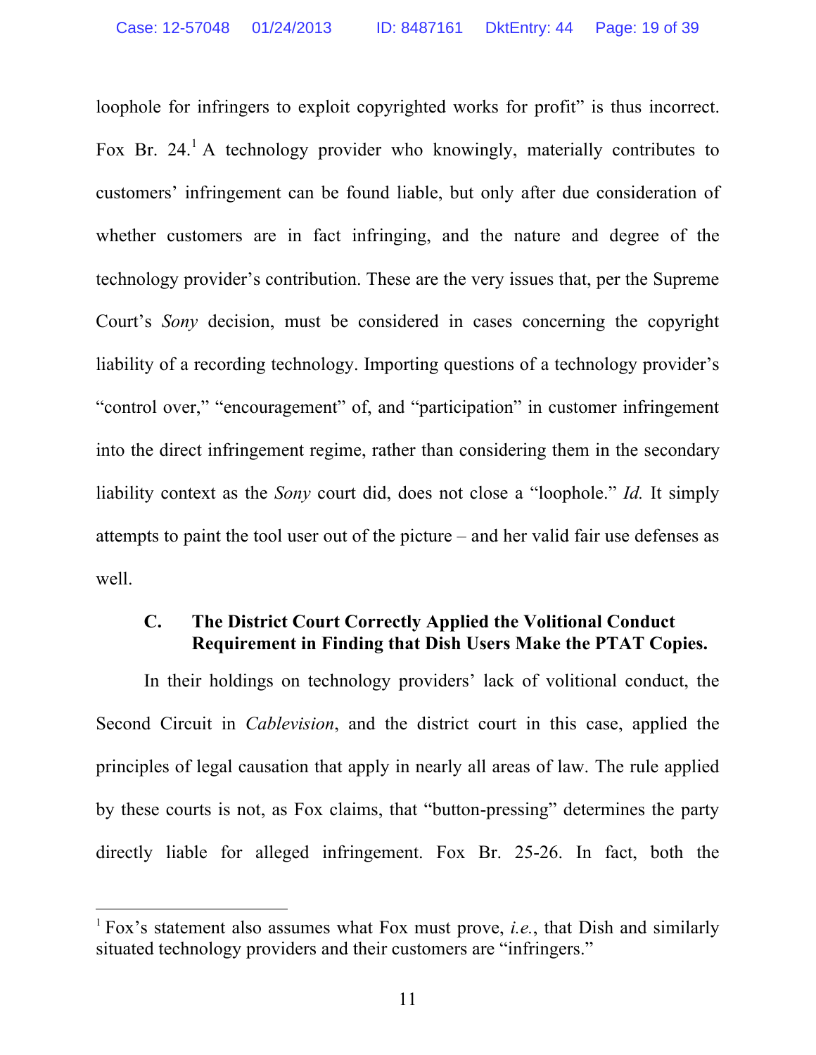loophole for infringers to exploit copyrighted works for profit" is thus incorrect. Fox Br. 24.[1] A technology provider who knowingly, materially contributes to customers' infringement can be found liable, but only after due consideration of whether customers are in fact infringing, and the nature and degree of the technology provider's contribution. These are the very issues that, per the Supreme Court's *Sony* decision, must be considered in cases concerning the copyright liability of a recording technology. Importing questions of a technology provider's "control over," "encouragement" of, and "participation" in customer infringement into the direct infringement regime, rather than considering them in the secondary liability context as the *Sony* court did, does not close a "loophole." *Id.* It simply attempts to paint the tool user out of the picture – and her valid fair use defenses as well.

### C. The District Court Correctly Applied the Volitional Conduct Requirement in Finding that Dish Users Make the PTAT Copies.

In their holdings on technology providers' lack of volitional conduct, the Second Circuit in *Cablevision*, and the district court in this case, applied the principles of legal causation that apply in nearly all areas of law. The rule applied by these courts is not, as Fox claims, that "button-pressing" determines the party directly liable for alleged infringement. Fox Br. 25-26. In fact, both the

---

[1] Fox's statement also assumes what Fox must prove, *i.e.*, that Dish and similarly situated technology providers and their customers are "infringers."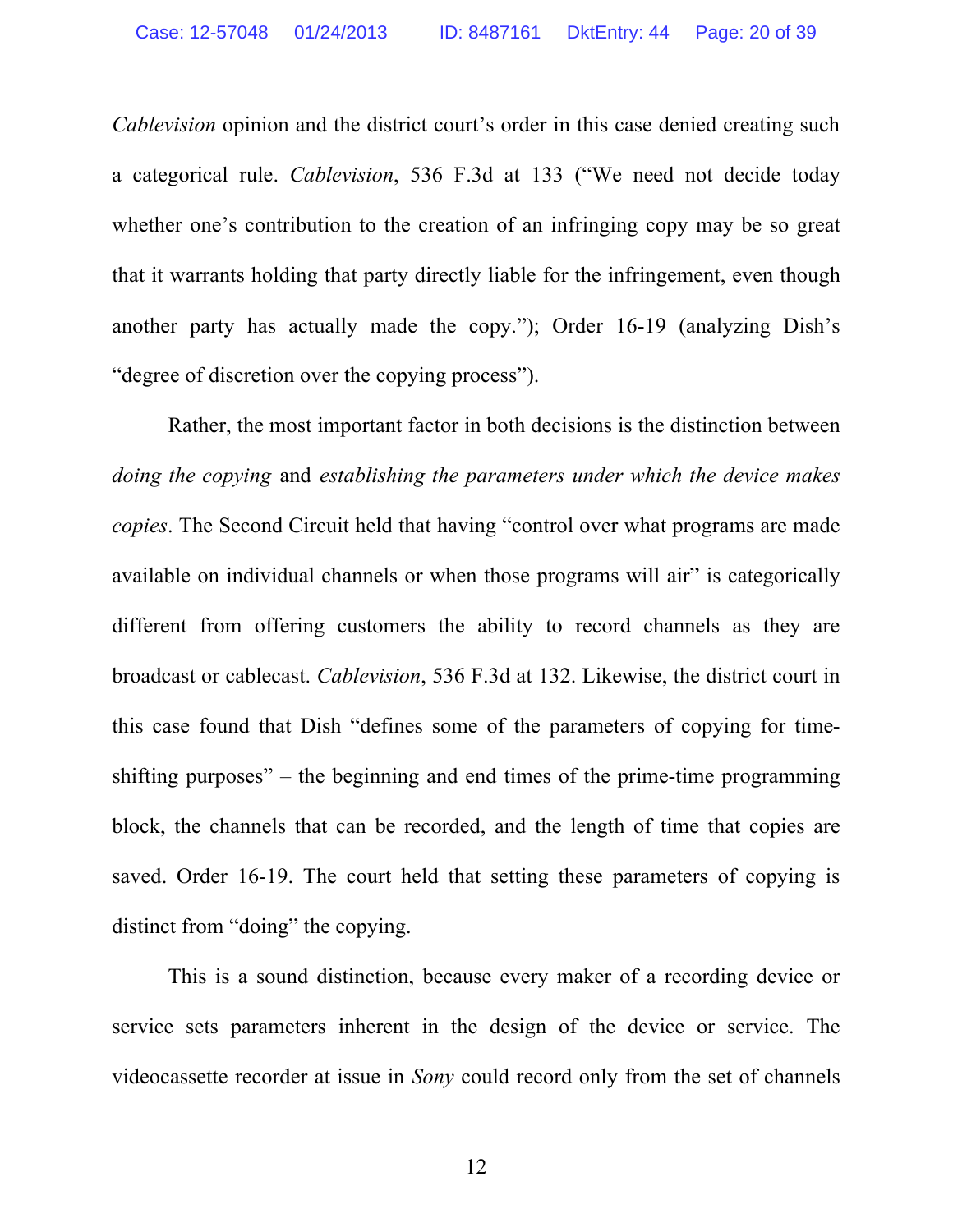*Cablevision* opinion and the district court's order in this case denied creating such a categorical rule. *Cablevision*, 536 F.3d at 133 ("We need not decide today whether one's contribution to the creation of an infringing copy may be so great that it warrants holding that party directly liable for the infringement, even though another party has actually made the copy."); Order 16-19 (analyzing Dish's "degree of discretion over the copying process").

Rather, the most important factor in both decisions is the distinction between *doing the copying* and *establishing the parameters under which the device makes copies*. The Second Circuit held that having "control over what programs are made available on individual channels or when those programs will air" is categorically different from offering customers the ability to record channels as they are broadcast or cablecast. *Cablevision*, 536 F.3d at 132. Likewise, the district court in this case found that Dish "defines some of the parameters of copying for time-shifting purposes" – the beginning and end times of the prime-time programming block, the channels that can be recorded, and the length of time that copies are saved. Order 16-19. The court held that setting these parameters of copying is distinct from "doing" the copying.

This is a sound distinction, because every maker of a recording device or service sets parameters inherent in the design of the device or service. The videocassette recorder at issue in *Sony* could record only from the set of channels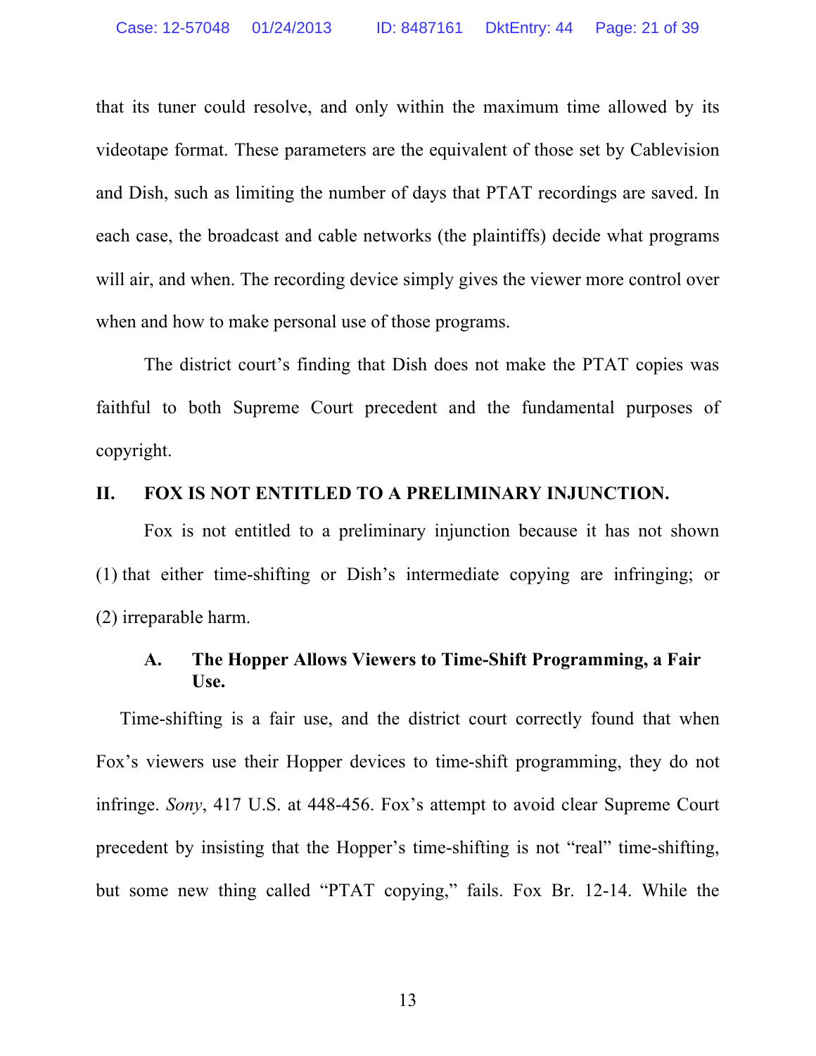that its tuner could resolve, and only within the maximum time allowed by its videotape format. These parameters are the equivalent of those set by Cablevision and Dish, such as limiting the number of days that PTAT recordings are saved. In each case, the broadcast and cable networks (the plaintiffs) decide what programs will air, and when. The recording device simply gives the viewer more control over when and how to make personal use of those programs.

The district court's finding that Dish does not make the PTAT copies was faithful to both Supreme Court precedent and the fundamental purposes of copyright.

## II. FOX IS NOT ENTITLED TO A PRELIMINARY INJUNCTION.

Fox is not entitled to a preliminary injunction because it has not shown (1) that either time-shifting or Dish's intermediate copying are infringing; or (2) irreparable harm.

### A. The Hopper Allows Viewers to Time-Shift Programming, a Fair Use.

Time-shifting is a fair use, and the district court correctly found that when Fox's viewers use their Hopper devices to time-shift programming, they do not infringe. *Sony*, 417 U.S. at 448-456. Fox's attempt to avoid clear Supreme Court precedent by insisting that the Hopper's time-shifting is not "real" time-shifting, but some new thing called "PTAT copying," fails. Fox Br. 12-14. While the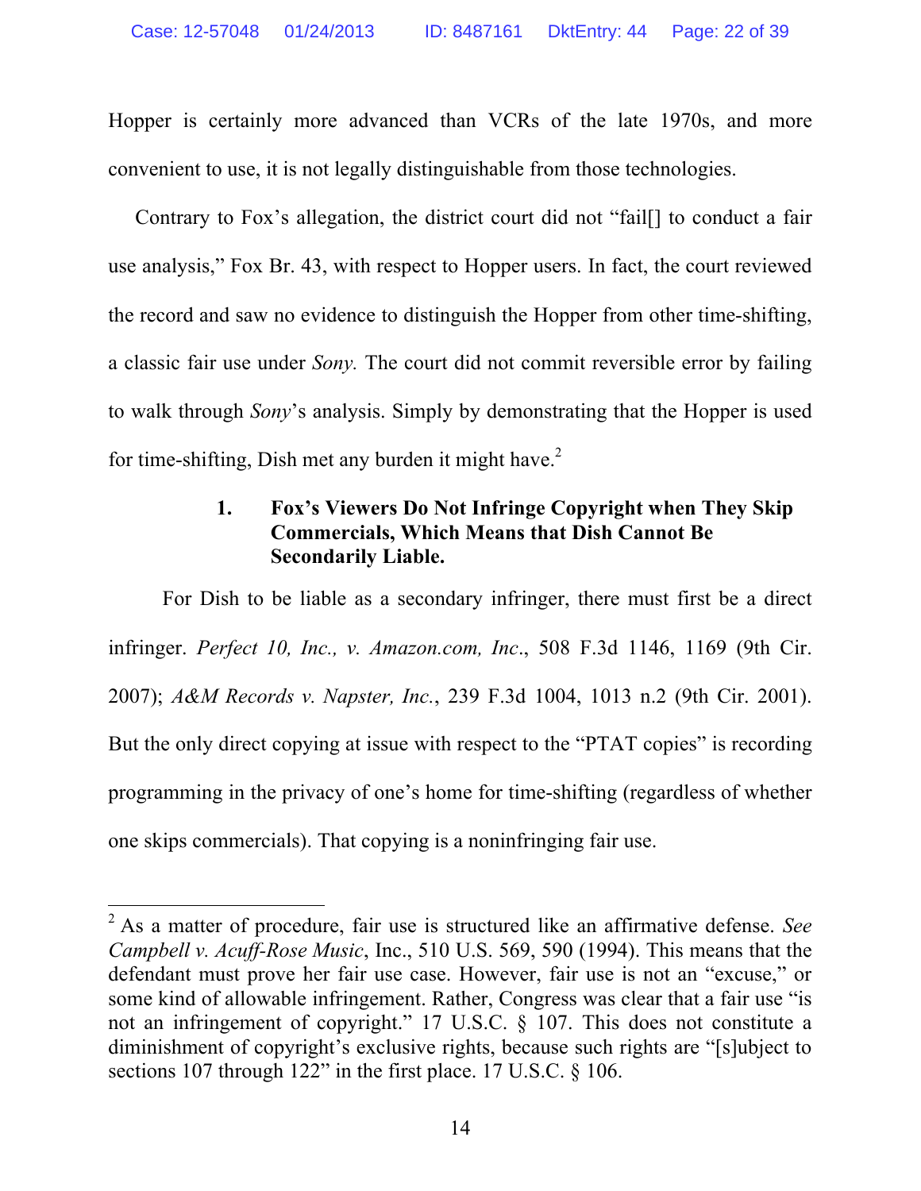Hopper is certainly more advanced than VCRs of the late 1970s, and more convenient to use, it is not legally distinguishable from those technologies.

Contrary to Fox's allegation, the district court did not "fail[] to conduct a fair use analysis," Fox Br. 43, with respect to Hopper users. In fact, the court reviewed the record and saw no evidence to distinguish the Hopper from other time-shifting, a classic fair use under *Sony.* The court did not commit reversible error by failing to walk through *Sony*'s analysis. Simply by demonstrating that the Hopper is used for time-shifting, Dish met any burden it might have.[2]

### 1. Fox's Viewers Do Not Infringe Copyright when They Skip Commercials, Which Means that Dish Cannot Be Secondarily Liable.

For Dish to be liable as a secondary infringer, there must first be a direct infringer. *Perfect 10, Inc., v. Amazon.com, Inc*., 508 F.3d 1146, 1169 (9th Cir. 2007); *A&M Records v. Napster, Inc.*, 239 F.3d 1004, 1013 n.2 (9th Cir. 2001). But the only direct copying at issue with respect to the "PTAT copies" is recording programming in the privacy of one's home for time-shifting (regardless of whether one skips commercials). That copying is a noninfringing fair use.

---

[2] As a matter of procedure, fair use is structured like an affirmative defense. *See Campbell v. Acuff-Rose Music*, Inc., 510 U.S. 569, 590 (1994). This means that the defendant must prove her fair use case. However, fair use is not an "excuse," or some kind of allowable infringement. Rather, Congress was clear that a fair use "is not an infringement of copyright." 17 U.S.C. § 107. This does not constitute a diminishment of copyright's exclusive rights, because such rights are "[s]ubject to sections 107 through 122" in the first place. 17 U.S.C. § 106.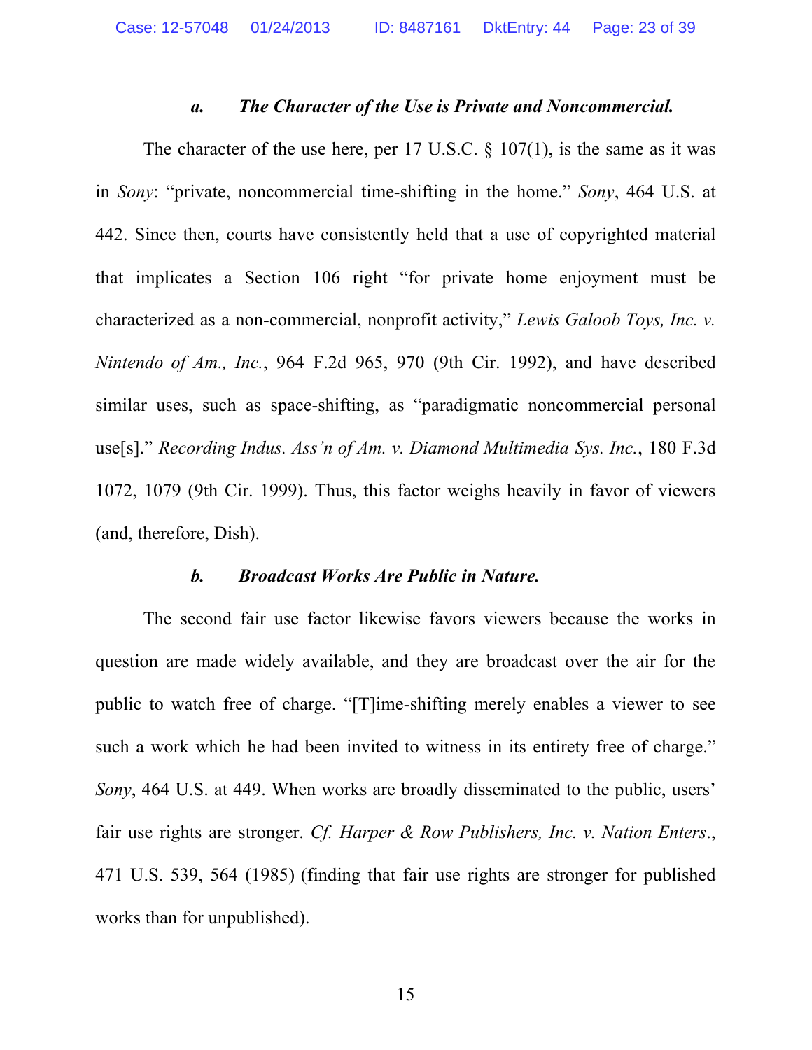#### *a. The Character of the Use is Private and Noncommercial.*

The character of the use here, per 17 U.S.C. § 107(1), is the same as it was in *Sony*: "private, noncommercial time-shifting in the home." *Sony*, 464 U.S. at 442. Since then, courts have consistently held that a use of copyrighted material that implicates a Section 106 right "for private home enjoyment must be characterized as a non-commercial, nonprofit activity," *Lewis Galoob Toys, Inc. v. Nintendo of Am., Inc.*, 964 F.2d 965, 970 (9th Cir. 1992), and have described similar uses, such as space-shifting, as "paradigmatic noncommercial personal use[s]." *Recording Indus. Ass'n of Am. v. Diamond Multimedia Sys. Inc.*, 180 F.3d 1072, 1079 (9th Cir. 1999). Thus, this factor weighs heavily in favor of viewers (and, therefore, Dish).

#### *b. Broadcast Works Are Public in Nature.*

The second fair use factor likewise favors viewers because the works in question are made widely available, and they are broadcast over the air for the public to watch free of charge. "[T]ime-shifting merely enables a viewer to see such a work which he had been invited to witness in its entirety free of charge." *Sony*, 464 U.S. at 449. When works are broadly disseminated to the public, users' fair use rights are stronger. *Cf. Harper & Row Publishers, Inc. v. Nation Enters.*, 471 U.S. 539, 564 (1985) (finding that fair use rights are stronger for published works than for unpublished).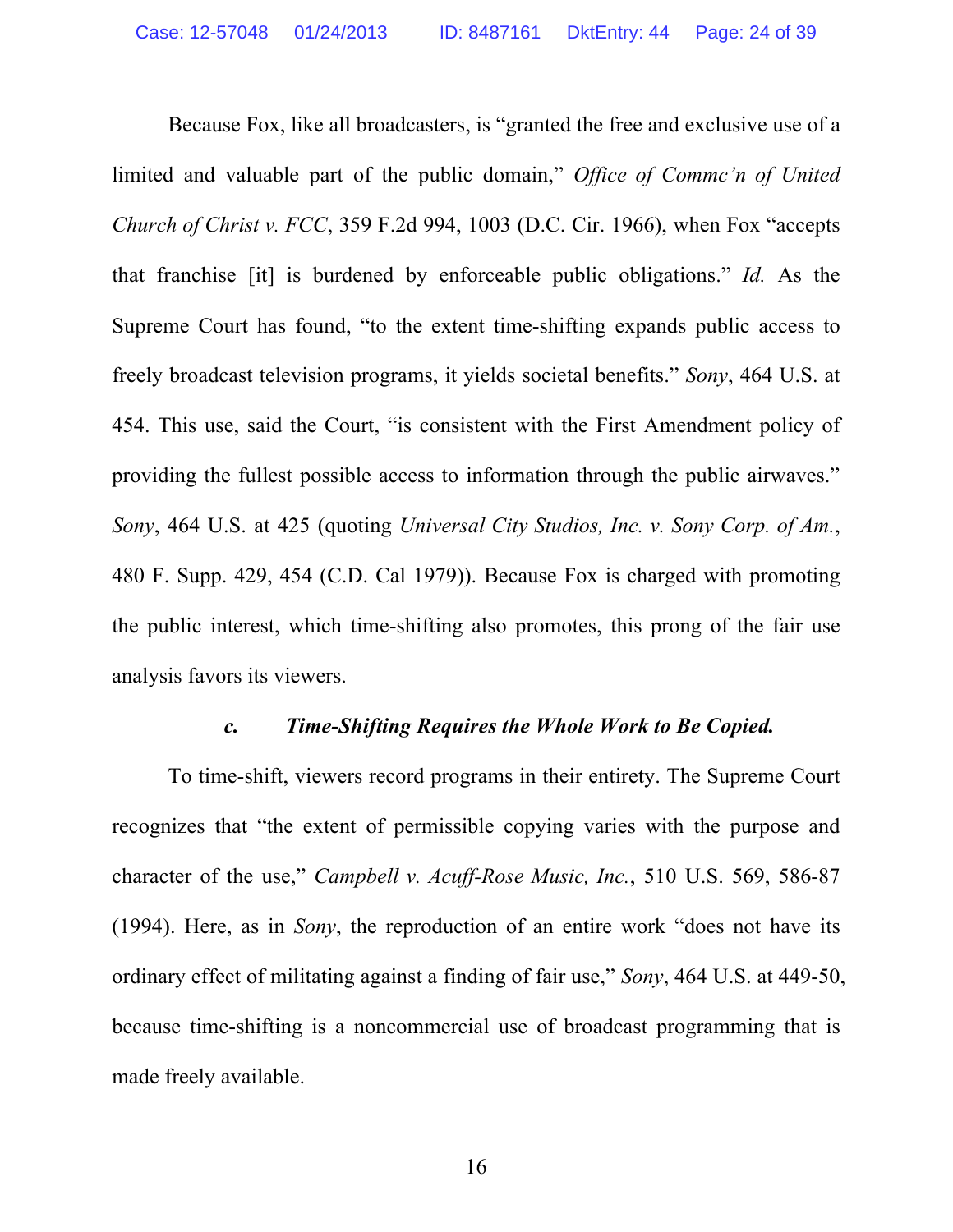Because Fox, like all broadcasters, is "granted the free and exclusive use of a limited and valuable part of the public domain," *Office of Commc'n of United Church of Christ v. FCC*, 359 F.2d 994, 1003 (D.C. Cir. 1966), when Fox "accepts that franchise [it] is burdened by enforceable public obligations." *Id.* As the Supreme Court has found, "to the extent time-shifting expands public access to freely broadcast television programs, it yields societal benefits." *Sony*, 464 U.S. at 454. This use, said the Court, "is consistent with the First Amendment policy of providing the fullest possible access to information through the public airwaves." *Sony*, 464 U.S. at 425 (quoting *Universal City Studios, Inc. v. Sony Corp. of Am.*, 480 F. Supp. 429, 454 (C.D. Cal 1979)). Because Fox is charged with promoting the public interest, which time-shifting also promotes, this prong of the fair use analysis favors its viewers.

### *c. Time-Shifting Requires the Whole Work to Be Copied.*

To time-shift, viewers record programs in their entirety. The Supreme Court recognizes that "the extent of permissible copying varies with the purpose and character of the use," *Campbell v. Acuff-Rose Music, Inc.*, 510 U.S. 569, 586-87 (1994). Here, as in *Sony*, the reproduction of an entire work "does not have its ordinary effect of militating against a finding of fair use," *Sony*, 464 U.S. at 449-50, because time-shifting is a noncommercial use of broadcast programming that is made freely available.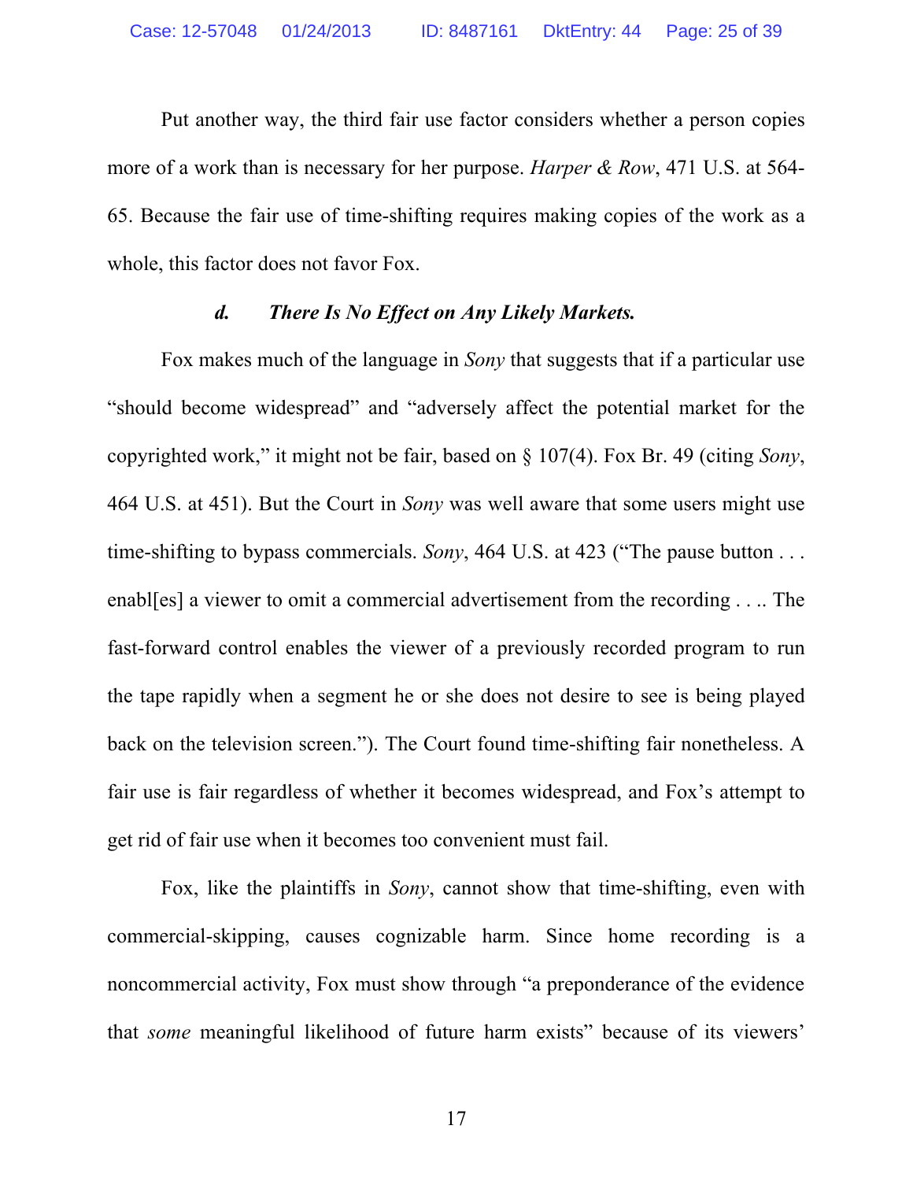Put another way, the third fair use factor considers whether a person copies more of a work than is necessary for her purpose. *Harper & Row*, 471 U.S. at 564-65. Because the fair use of time-shifting requires making copies of the work as a whole, this factor does not favor Fox.

#### *d. There Is No Effect on Any Likely Markets.*

Fox makes much of the language in *Sony* that suggests that if a particular use "should become widespread" and "adversely affect the potential market for the copyrighted work," it might not be fair, based on § 107(4). Fox Br. 49 (citing *Sony*, 464 U.S. at 451). But the Court in *Sony* was well aware that some users might use time-shifting to bypass commercials. *Sony*, 464 U.S. at 423 ("The pause button . . . enabl[es] a viewer to omit a commercial advertisement from the recording . . .. The fast-forward control enables the viewer of a previously recorded program to run the tape rapidly when a segment he or she does not desire to see is being played back on the television screen."). The Court found time-shifting fair nonetheless. A fair use is fair regardless of whether it becomes widespread, and Fox's attempt to get rid of fair use when it becomes too convenient must fail.

Fox, like the plaintiffs in *Sony*, cannot show that time-shifting, even with commercial-skipping, causes cognizable harm. Since home recording is a noncommercial activity, Fox must show through "a preponderance of the evidence that *some* meaningful likelihood of future harm exists" because of its viewers'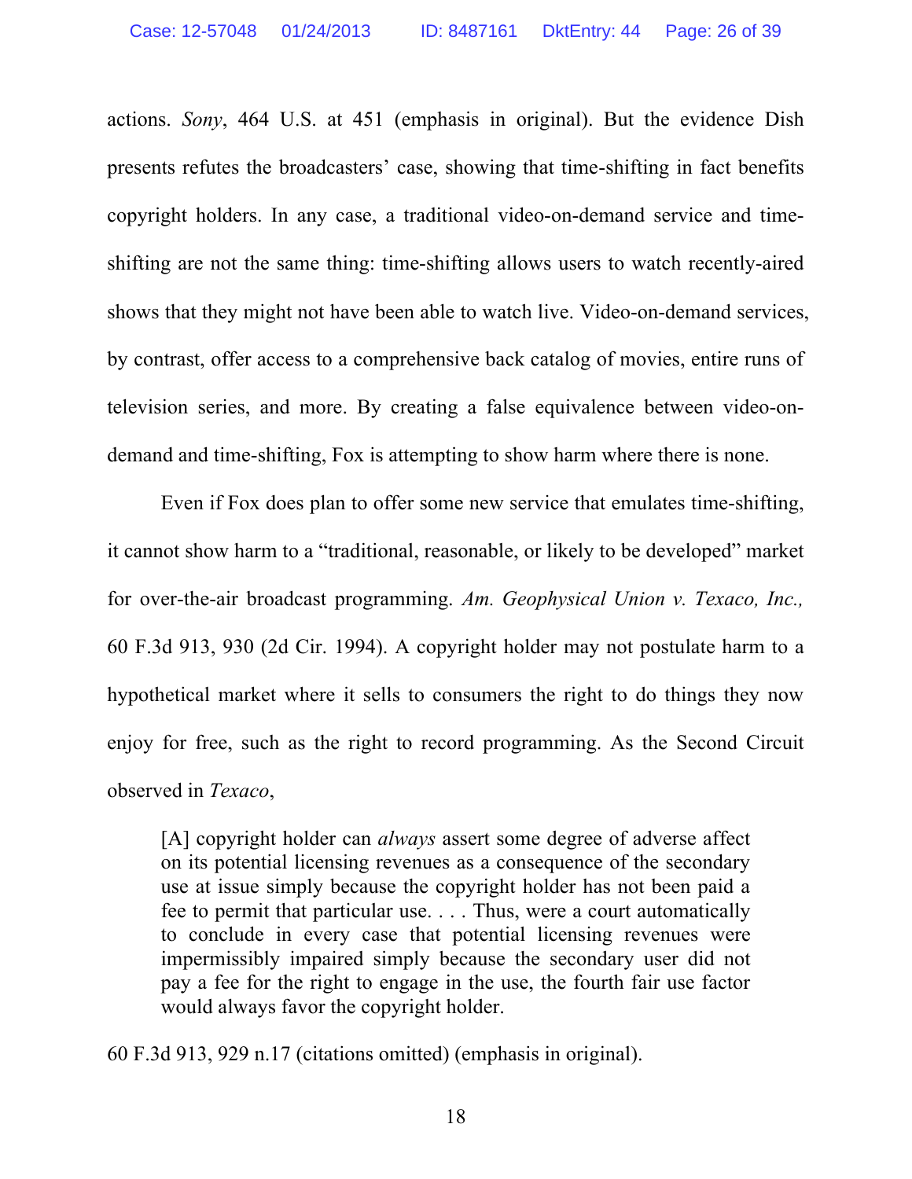actions. *Sony*, 464 U.S. at 451 (emphasis in original). But the evidence Dish presents refutes the broadcasters' case, showing that time-shifting in fact benefits copyright holders. In any case, a traditional video-on-demand service and time-shifting are not the same thing: time-shifting allows users to watch recently-aired shows that they might not have been able to watch live. Video-on-demand services, by contrast, offer access to a comprehensive back catalog of movies, entire runs of television series, and more. By creating a false equivalence between video-on-demand and time-shifting, Fox is attempting to show harm where there is none.

Even if Fox does plan to offer some new service that emulates time-shifting, it cannot show harm to a "traditional, reasonable, or likely to be developed" market for over-the-air broadcast programming. *Am. Geophysical Union v. Texaco, Inc.,* 60 F.3d 913, 930 (2d Cir. 1994). A copyright holder may not postulate harm to a hypothetical market where it sells to consumers the right to do things they now enjoy for free, such as the right to record programming. As the Second Circuit observed in *Texaco*,

> [A] copyright holder can *always* assert some degree of adverse affect on its potential licensing revenues as a consequence of the secondary use at issue simply because the copyright holder has not been paid a fee to permit that particular use. . . . Thus, were a court automatically to conclude in every case that potential licensing revenues were impermissibly impaired simply because the secondary user did not pay a fee for the right to engage in the use, the fourth fair use factor would always favor the copyright holder.

60 F.3d 913, 929 n.17 (citations omitted) (emphasis in original).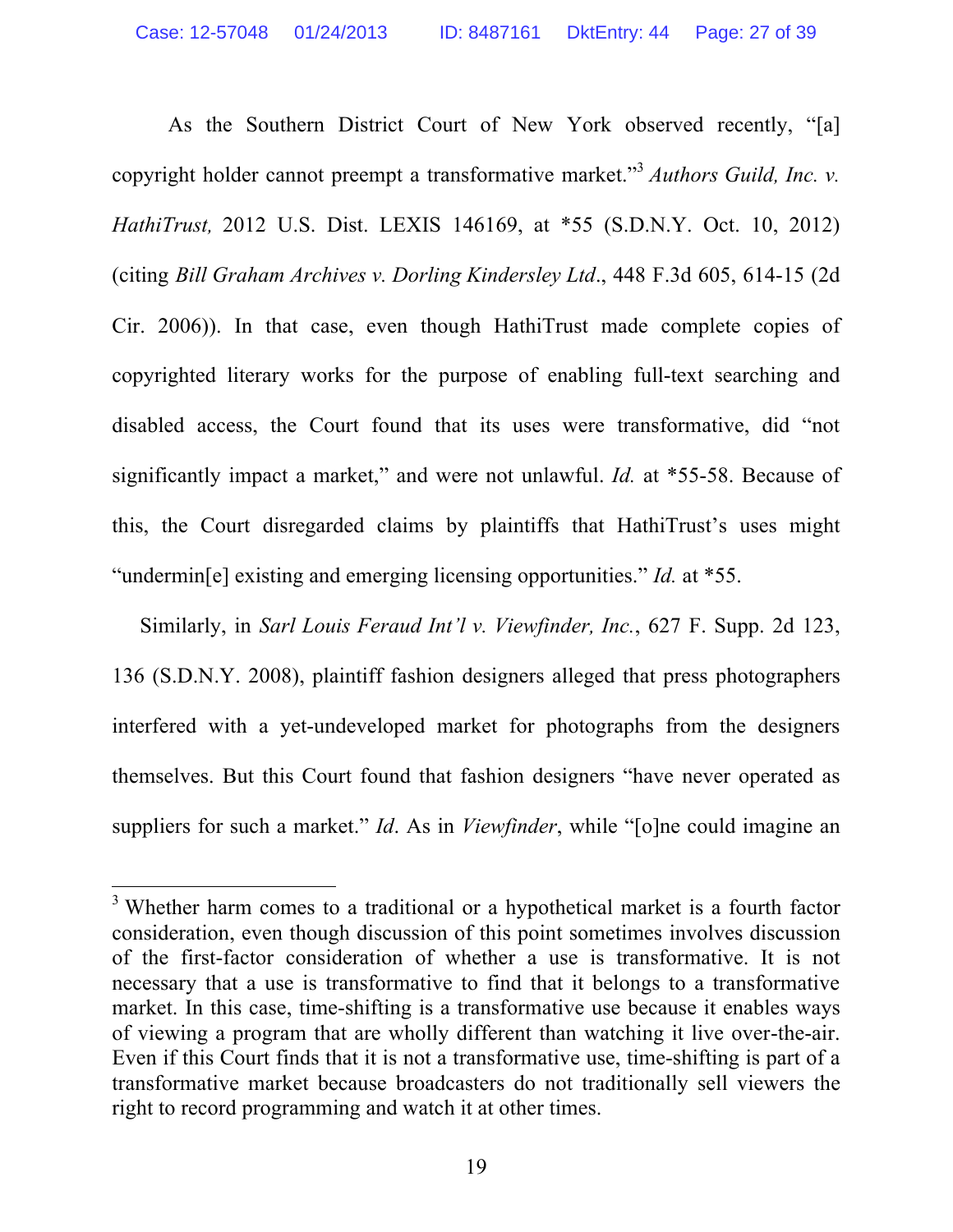As the Southern District Court of New York observed recently, "[a] copyright holder cannot preempt a transformative market."[3] *Authors Guild, Inc. v. HathiTrust,* 2012 U.S. Dist. LEXIS 146169, at *55 (S.D.N.Y. Oct. 10, 2012) (citing *Bill Graham Archives v. Dorling Kindersley Ltd*., 448 F.3d 605, 614-15 (2d Cir. 2006)). In that case, even though HathiTrust made complete copies of copyrighted literary works for the purpose of enabling full-text searching and disabled access, the Court found that its uses were transformative, did "not significantly impact a market," and were not unlawful. *Id.* at *55-58. Because of this, the Court disregarded claims by plaintiffs that HathiTrust's uses might "undermin[e] existing and emerging licensing opportunities." *Id.* at *55.

Similarly, in *Sarl Louis Feraud Int'l v. Viewfinder, Inc.*, 627 F. Supp. 2d 123, 136 (S.D.N.Y. 2008), plaintiff fashion designers alleged that press photographers interfered with a yet-undeveloped market for photographs from the designers themselves. But this Court found that fashion designers "have never operated as suppliers for such a market." *Id*. As in *Viewfinder*, while "[o]ne could imagine an

---

[3] Whether harm comes to a traditional or a hypothetical market is a fourth factor consideration, even though discussion of this point sometimes involves discussion of the first-factor consideration of whether a use is transformative. It is not necessary that a use is transformative to find that it belongs to a transformative market. In this case, time-shifting is a transformative use because it enables ways of viewing a program that are wholly different than watching it live over-the-air. Even if this Court finds that it is not a transformative use, time-shifting is part of a transformative market because broadcasters do not traditionally sell viewers the right to record programming and watch it at other times.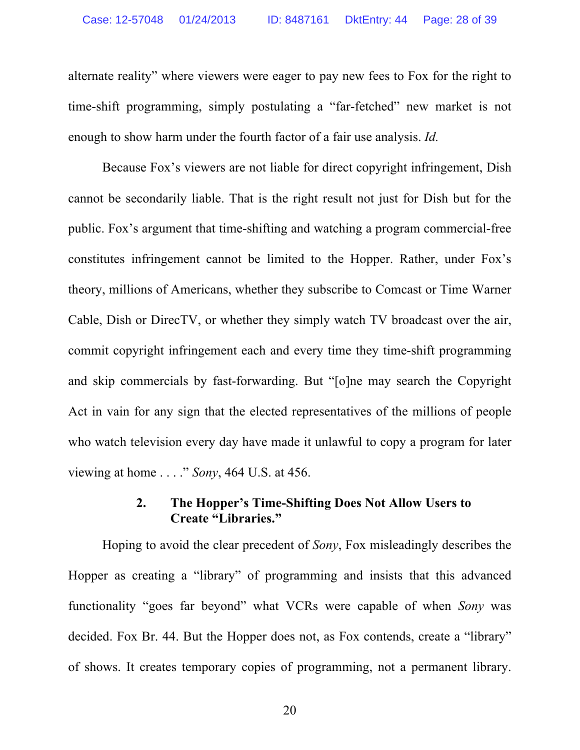alternate reality" where viewers were eager to pay new fees to Fox for the right to time-shift programming, simply postulating a "far-fetched" new market is not enough to show harm under the fourth factor of a fair use analysis. *Id.*

Because Fox's viewers are not liable for direct copyright infringement, Dish cannot be secondarily liable. That is the right result not just for Dish but for the public. Fox's argument that time-shifting and watching a program commercial-free constitutes infringement cannot be limited to the Hopper. Rather, under Fox's theory, millions of Americans, whether they subscribe to Comcast or Time Warner Cable, Dish or DirecTV, or whether they simply watch TV broadcast over the air, commit copyright infringement each and every time they time-shift programming and skip commercials by fast-forwarding. But "[o]ne may search the Copyright Act in vain for any sign that the elected representatives of the millions of people who watch television every day have made it unlawful to copy a program for later viewing at home . . . ." *Sony*, 464 U.S. at 456.

### 2. The Hopper's Time-Shifting Does Not Allow Users to Create "Libraries."

Hoping to avoid the clear precedent of *Sony*, Fox misleadingly describes the Hopper as creating a "library" of programming and insists that this advanced functionality "goes far beyond" what VCRs were capable of when *Sony* was decided. Fox Br. 44. But the Hopper does not, as Fox contends, create a "library" of shows. It creates temporary copies of programming, not a permanent library.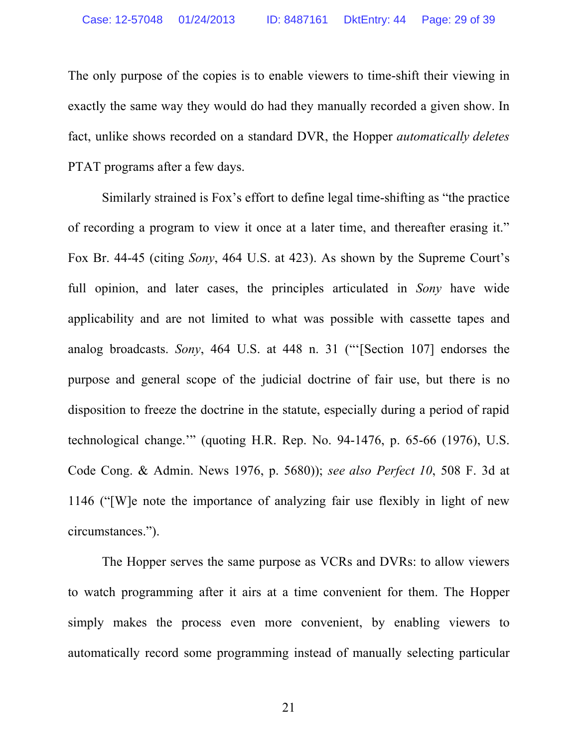The only purpose of the copies is to enable viewers to time-shift their viewing in exactly the same way they would do had they manually recorded a given show. In fact, unlike shows recorded on a standard DVR, the Hopper *automatically deletes* PTAT programs after a few days.

Similarly strained is Fox's effort to define legal time-shifting as "the practice of recording a program to view it once at a later time, and thereafter erasing it." Fox Br. 44-45 (citing *Sony*, 464 U.S. at 423). As shown by the Supreme Court's full opinion, and later cases, the principles articulated in *Sony* have wide applicability and are not limited to what was possible with cassette tapes and analog broadcasts. *Sony*, 464 U.S. at 448 n. 31 ("'[Section 107] endorses the purpose and general scope of the judicial doctrine of fair use, but there is no disposition to freeze the doctrine in the statute, especially during a period of rapid technological change.'" (quoting H.R. Rep. No. 94-1476, p. 65-66 (1976), U.S. Code Cong. & Admin. News 1976, p. 5680)); *see also Perfect 10*, 508 F. 3d at 1146 ("[W]e note the importance of analyzing fair use flexibly in light of new circumstances.").

The Hopper serves the same purpose as VCRs and DVRs: to allow viewers to watch programming after it airs at a time convenient for them. The Hopper simply makes the process even more convenient, by enabling viewers to automatically record some programming instead of manually selecting particular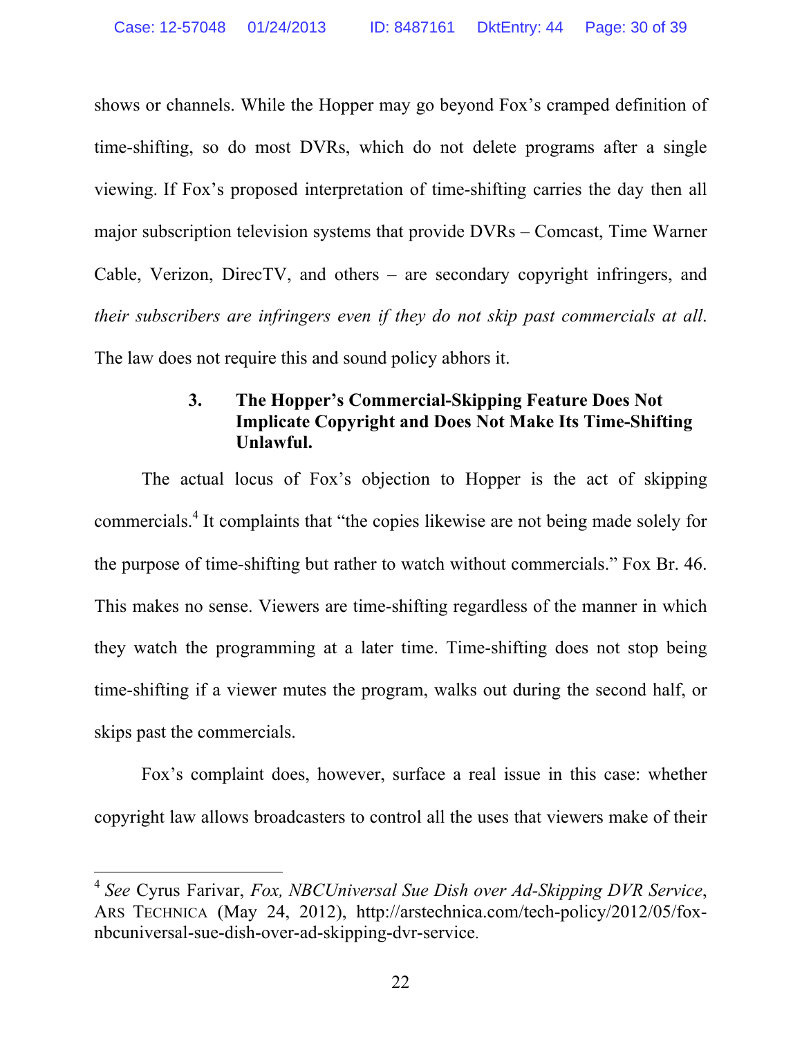shows or channels. While the Hopper may go beyond Fox's cramped definition of time-shifting, so do most DVRs, which do not delete programs after a single viewing. If Fox's proposed interpretation of time-shifting carries the day then all major subscription television systems that provide DVRs – Comcast, Time Warner Cable, Verizon, DirecTV, and others – are secondary copyright infringers, and *their subscribers are infringers even if they do not skip past commercials at all*. The law does not require this and sound policy abhors it.

### 3. The Hopper's Commercial-Skipping Feature Does Not Implicate Copyright and Does Not Make Its Time-Shifting Unlawful.

The actual locus of Fox's objection to Hopper is the act of skipping commercials.[4] It complaints that "the copies likewise are not being made solely for the purpose of time-shifting but rather to watch without commercials." Fox Br. 46. This makes no sense. Viewers are time-shifting regardless of the manner in which they watch the programming at a later time. Time-shifting does not stop being time-shifting if a viewer mutes the program, walks out during the second half, or skips past the commercials.

Fox's complaint does, however, surface a real issue in this case: whether copyright law allows broadcasters to control all the uses that viewers make of their

---

[4] *See* Cyrus Farivar, *Fox, NBCUniversal Sue Dish over Ad-Skipping DVR Service*, ARS TECHNICA (May 24, 2012), http://arstechnica.com/tech-policy/2012/05/fox-nbcuniversal-sue-dish-over-ad-skipping-dvr-service.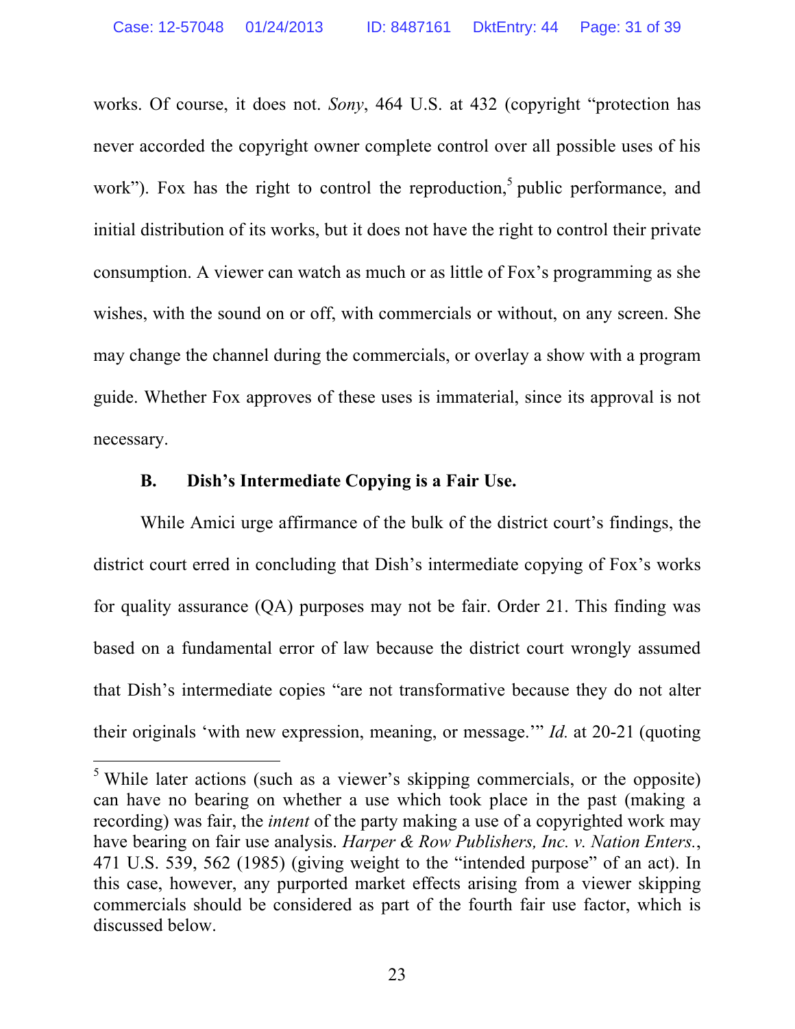works. Of course, it does not. *Sony*, 464 U.S. at 432 (copyright "protection has never accorded the copyright owner complete control over all possible uses of his work"). Fox has the right to control the reproduction,[5] public performance, and initial distribution of its works, but it does not have the right to control their private consumption. A viewer can watch as much or as little of Fox's programming as she wishes, with the sound on or off, with commercials or without, on any screen. She may change the channel during the commercials, or overlay a show with a program guide. Whether Fox approves of these uses is immaterial, since its approval is not necessary.

**B. Dish's Intermediate Copying is a Fair Use.**

While Amici urge affirmance of the bulk of the district court's findings, the district court erred in concluding that Dish's intermediate copying of Fox's works for quality assurance (QA) purposes may not be fair. Order 21. This finding was based on a fundamental error of law because the district court wrongly assumed that Dish's intermediate copies "are not transformative because they do not alter their originals 'with new expression, meaning, or message.'" *Id.* at 20-21 (quoting

[5] While later actions (such as a viewer's skipping commercials, or the opposite) can have no bearing on whether a use which took place in the past (making a recording) was fair, the *intent* of the party making a use of a copyrighted work may have bearing on fair use analysis. *Harper & Row Publishers, Inc. v. Nation Enters.*, 471 U.S. 539, 562 (1985) (giving weight to the "intended purpose" of an act). In this case, however, any purported market effects arising from a viewer skipping commercials should be considered as part of the fourth fair use factor, which is discussed below.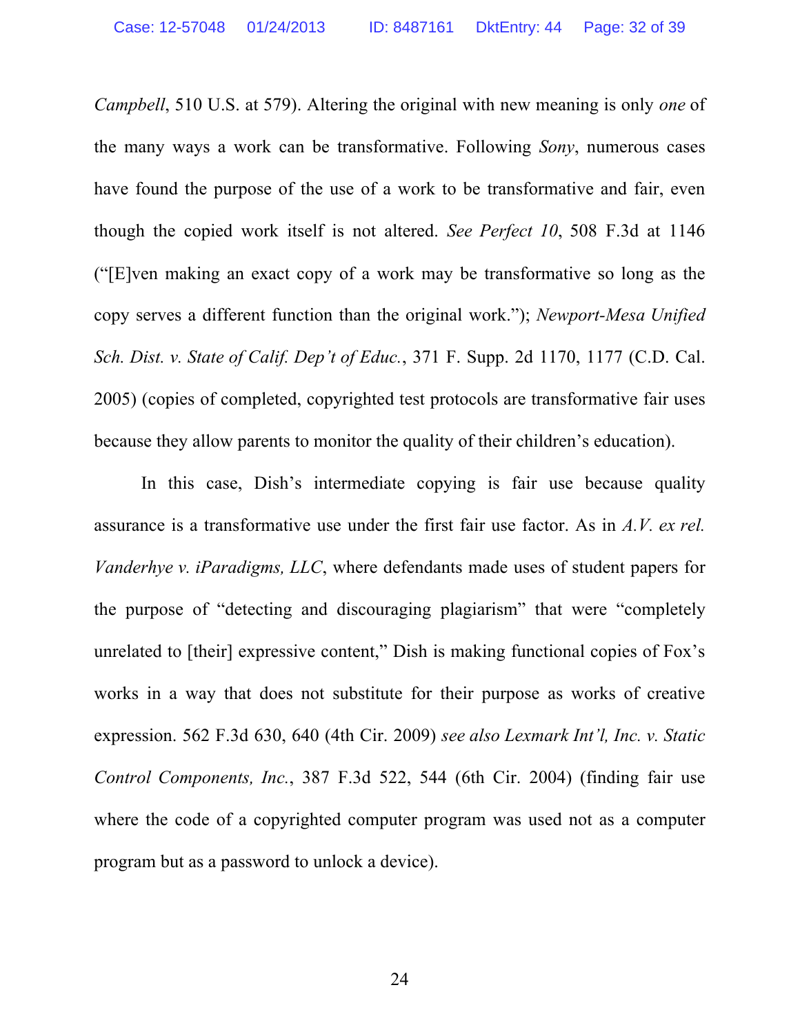*Campbell*, 510 U.S. at 579). Altering the original with new meaning is only *one* of the many ways a work can be transformative. Following *Sony*, numerous cases have found the purpose of the use of a work to be transformative and fair, even though the copied work itself is not altered. *See Perfect 10*, 508 F.3d at 1146 ("[E]ven making an exact copy of a work may be transformative so long as the copy serves a different function than the original work."); *Newport-Mesa Unified Sch. Dist. v. State of Calif. Dep't of Educ.*, 371 F. Supp. 2d 1170, 1177 (C.D. Cal. 2005) (copies of completed, copyrighted test protocols are transformative fair uses because they allow parents to monitor the quality of their children's education).

In this case, Dish's intermediate copying is fair use because quality assurance is a transformative use under the first fair use factor. As in *A.V. ex rel. Vanderhye v. iParadigms, LLC*, where defendants made uses of student papers for the purpose of "detecting and discouraging plagiarism" that were "completely unrelated to [their] expressive content," Dish is making functional copies of Fox's works in a way that does not substitute for their purpose as works of creative expression. 562 F.3d 630, 640 (4th Cir. 2009) *see also Lexmark Int'l, Inc. v. Static Control Components, Inc.*, 387 F.3d 522, 544 (6th Cir. 2004) (finding fair use where the code of a copyrighted computer program was used not as a computer program but as a password to unlock a device).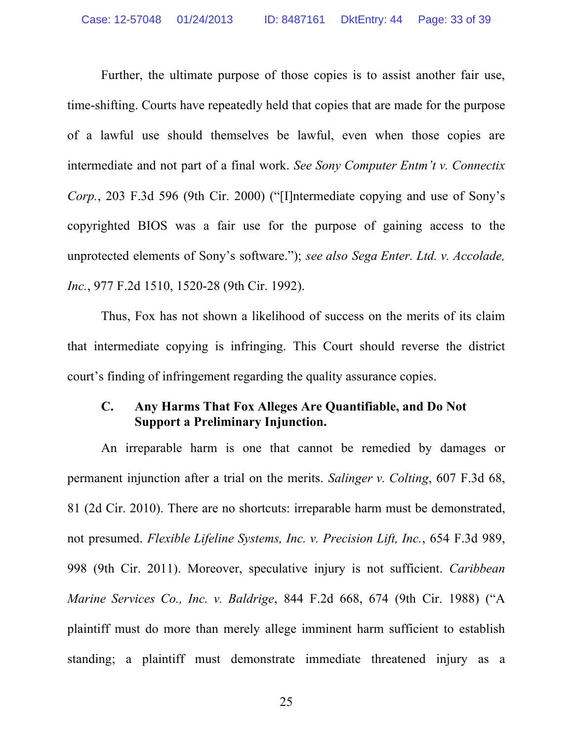Further, the ultimate purpose of those copies is to assist another fair use, time-shifting. Courts have repeatedly held that copies that are made for the purpose of a lawful use should themselves be lawful, even when those copies are intermediate and not part of a final work. *See Sony Computer Entm't v. Connectix Corp.*, 203 F.3d 596 (9th Cir. 2000) ("[I]ntermediate copying and use of Sony's copyrighted BIOS was a fair use for the purpose of gaining access to the unprotected elements of Sony's software."); *see also Sega Enter. Ltd. v. Accolade, Inc.*, 977 F.2d 1510, 1520-28 (9th Cir. 1992).

Thus, Fox has not shown a likelihood of success on the merits of its claim that intermediate copying is infringing. This Court should reverse the district court's finding of infringement regarding the quality assurance copies.

### C. Any Harms That Fox Alleges Are Quantifiable, and Do Not Support a Preliminary Injunction.

An irreparable harm is one that cannot be remedied by damages or permanent injunction after a trial on the merits. *Salinger v. Colting*, 607 F.3d 68, 81 (2d Cir. 2010). There are no shortcuts: irreparable harm must be demonstrated, not presumed. *Flexible Lifeline Systems, Inc. v. Precision Lift, Inc.*, 654 F.3d 989, 998 (9th Cir. 2011). Moreover, speculative injury is not sufficient. *Caribbean Marine Services Co., Inc. v. Baldrige*, 844 F.2d 668, 674 (9th Cir. 1988) ("A plaintiff must do more than merely allege imminent harm sufficient to establish standing; a plaintiff must demonstrate immediate threatened injury as a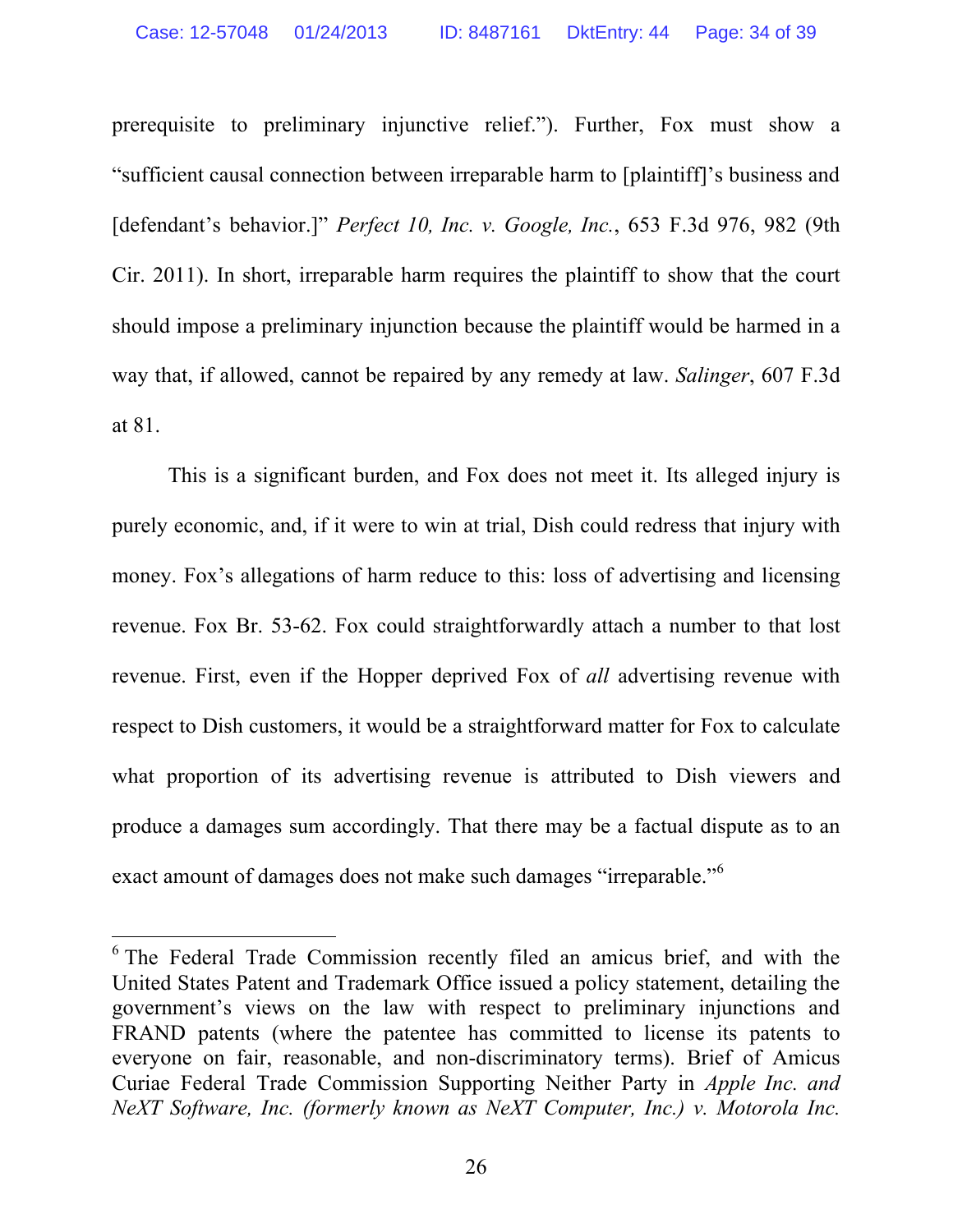prerequisite to preliminary injunctive relief."). Further, Fox must show a "sufficient causal connection between irreparable harm to [plaintiff]'s business and [defendant's behavior.]" *Perfect 10, Inc. v. Google, Inc.*, 653 F.3d 976, 982 (9th Cir. 2011). In short, irreparable harm requires the plaintiff to show that the court should impose a preliminary injunction because the plaintiff would be harmed in a way that, if allowed, cannot be repaired by any remedy at law. *Salinger*, 607 F.3d at 81.

This is a significant burden, and Fox does not meet it. Its alleged injury is purely economic, and, if it were to win at trial, Dish could redress that injury with money. Fox's allegations of harm reduce to this: loss of advertising and licensing revenue. Fox Br. 53-62. Fox could straightforwardly attach a number to that lost revenue. First, even if the Hopper deprived Fox of *all* advertising revenue with respect to Dish customers, it would be a straightforward matter for Fox to calculate what proportion of its advertising revenue is attributed to Dish viewers and produce a damages sum accordingly. That there may be a factual dispute as to an exact amount of damages does not make such damages "irreparable."[6]

---

[6] The Federal Trade Commission recently filed an amicus brief, and with the United States Patent and Trademark Office issued a policy statement, detailing the government's views on the law with respect to preliminary injunctions and FRAND patents (where the patentee has committed to license its patents to everyone on fair, reasonable, and non-discriminatory terms). Brief of Amicus Curiae Federal Trade Commission Supporting Neither Party in *Apple Inc. and NeXT Software, Inc. (formerly known as NeXT Computer, Inc.) v. Motorola Inc.*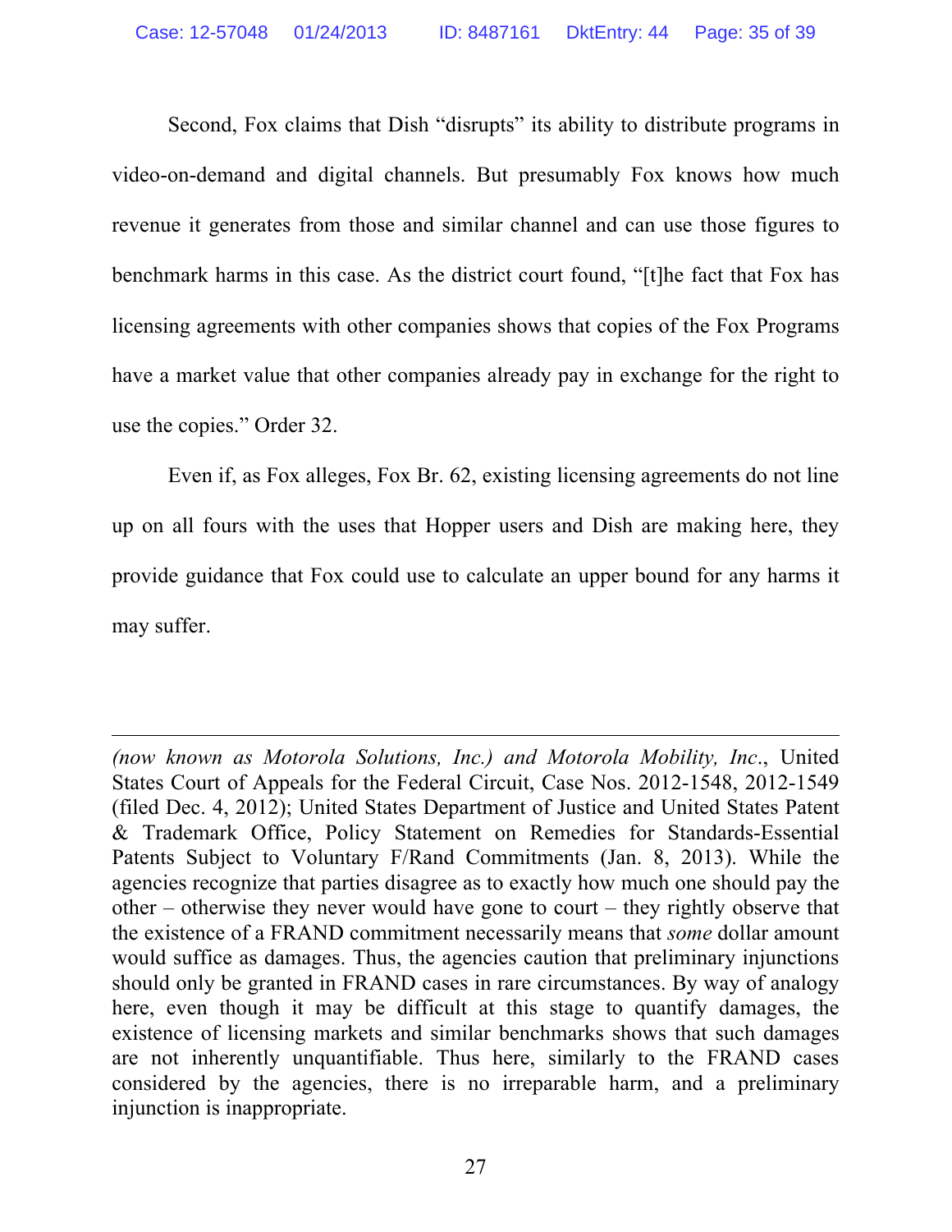Second, Fox claims that Dish "disrupts" its ability to distribute programs in video-on-demand and digital channels. But presumably Fox knows how much revenue it generates from those and similar channel and can use those figures to benchmark harms in this case. As the district court found, "[t]he fact that Fox has licensing agreements with other companies shows that copies of the Fox Programs have a market value that other companies already pay in exchange for the right to use the copies." Order 32.

Even if, as Fox alleges, Fox Br. 62, existing licensing agreements do not line up on all fours with the uses that Hopper users and Dish are making here, they provide guidance that Fox could use to calculate an upper bound for any harms it may suffer.

---

*(now known as Motorola Solutions, Inc.) and Motorola Mobility, Inc*., United States Court of Appeals for the Federal Circuit, Case Nos. 2012-1548, 2012-1549 (filed Dec. 4, 2012); United States Department of Justice and United States Patent & Trademark Office, Policy Statement on Remedies for Standards-Essential Patents Subject to Voluntary F/Rand Commitments (Jan. 8, 2013). While the agencies recognize that parties disagree as to exactly how much one should pay the other – otherwise they never would have gone to court – they rightly observe that the existence of a FRAND commitment necessarily means that *some* dollar amount would suffice as damages. Thus, the agencies caution that preliminary injunctions should only be granted in FRAND cases in rare circumstances. By way of analogy here, even though it may be difficult at this stage to quantify damages, the existence of licensing markets and similar benchmarks shows that such damages are not inherently unquantifiable. Thus here, similarly to the FRAND cases considered by the agencies, there is no irreparable harm, and a preliminary injunction is inappropriate.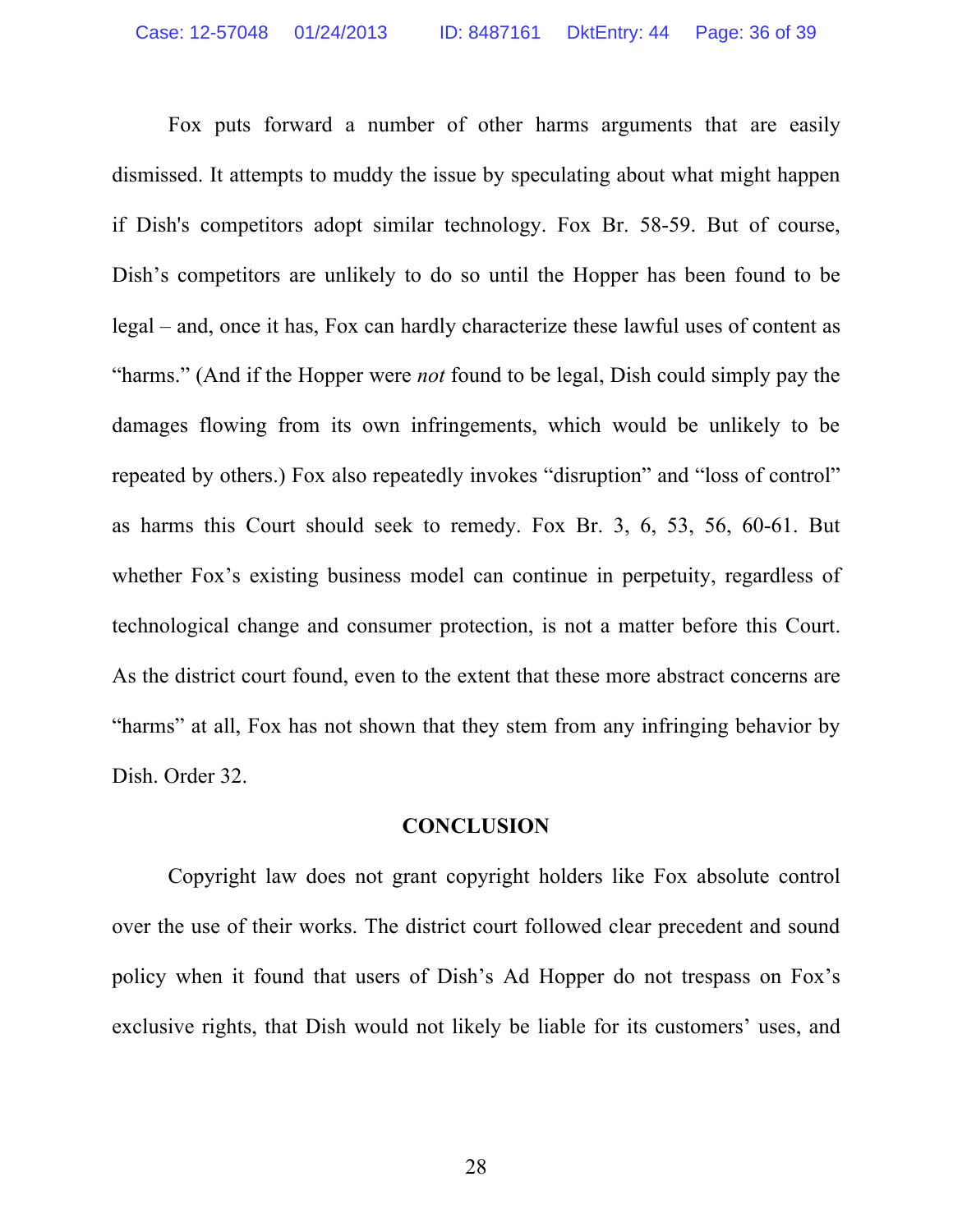Fox puts forward a number of other harms arguments that are easily dismissed. It attempts to muddy the issue by speculating about what might happen if Dish's competitors adopt similar technology. Fox Br. 58-59. But of course, Dish's competitors are unlikely to do so until the Hopper has been found to be legal – and, once it has, Fox can hardly characterize these lawful uses of content as "harms." (And if the Hopper were *not* found to be legal, Dish could simply pay the damages flowing from its own infringements, which would be unlikely to be repeated by others.) Fox also repeatedly invokes "disruption" and "loss of control" as harms this Court should seek to remedy. Fox Br. 3, 6, 53, 56, 60-61. But whether Fox's existing business model can continue in perpetuity, regardless of technological change and consumer protection, is not a matter before this Court. As the district court found, even to the extent that these more abstract concerns are "harms" at all, Fox has not shown that they stem from any infringing behavior by Dish. Order 32.

## CONCLUSION

Copyright law does not grant copyright holders like Fox absolute control over the use of their works. The district court followed clear precedent and sound policy when it found that users of Dish's Ad Hopper do not trespass on Fox's exclusive rights, that Dish would not likely be liable for its customers' uses, and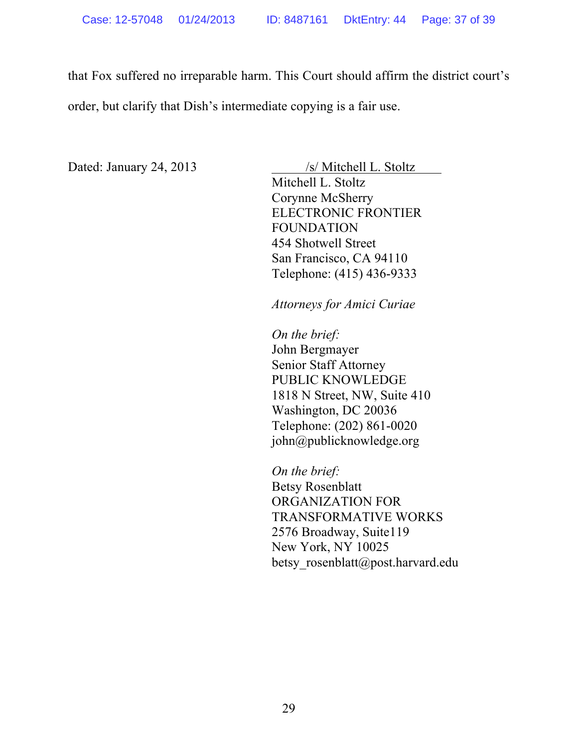that Fox suffered no irreparable harm. This Court should affirm the district court's order, but clarify that Dish's intermediate copying is a fair use.

Dated: January 24, 2013

/s/ Mitchell L. Stoltz
Mitchell L. Stoltz
Corynne McSherry
ELECTRONIC FRONTIER FOUNDATION
454 Shotwell Street
San Francisco, CA 94110
Telephone: (415) 436-9333

*Attorneys for Amici Curiae*

*On the brief:*
John Bergmayer
Senior Staff Attorney
PUBLIC KNOWLEDGE
1818 N Street, NW, Suite 410
Washington, DC 20036
Telephone: (202) 861-0020
john@publicknowledge.org

*On the brief:*
Betsy Rosenblatt
ORGANIZATION FOR TRANSFORMATIVE WORKS
2576 Broadway, Suite119
New York, NY 10025
betsy_rosenblatt@post.harvard.edu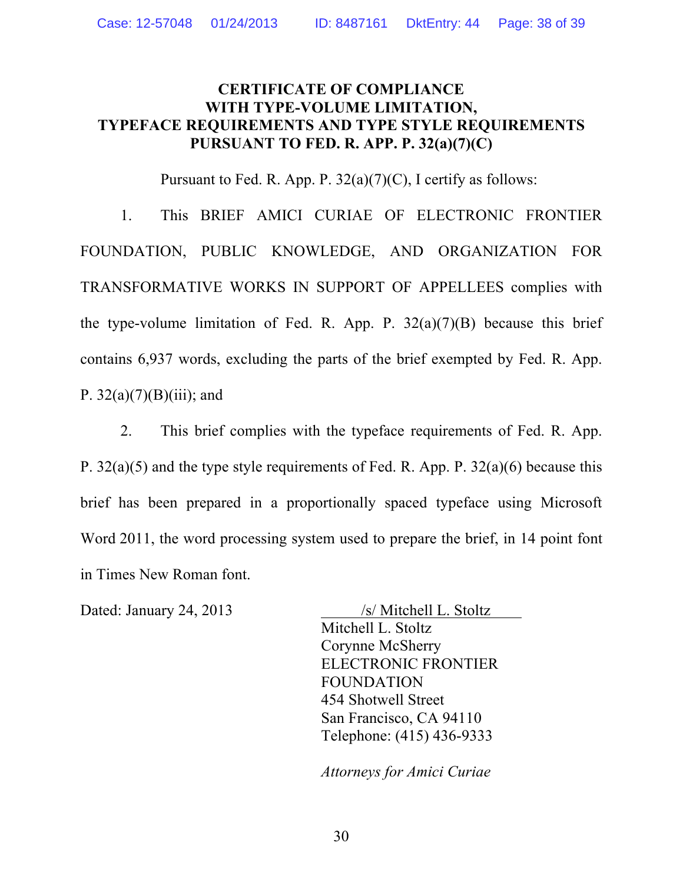# CERTIFICATE OF COMPLIANCE WITH TYPE-VOLUME LIMITATION, TYPEFACE REQUIREMENTS AND TYPE STYLE REQUIREMENTS PURSUANT TO FED. R. APP. P. 32(a)(7)(C)

Pursuant to Fed. R. App. P. 32(a)(7)(C), I certify as follows:

1. This BRIEF AMICI CURIAE OF ELECTRONIC FRONTIER FOUNDATION, PUBLIC KNOWLEDGE, AND ORGANIZATION FOR TRANSFORMATIVE WORKS IN SUPPORT OF APPELLEES complies with the type-volume limitation of Fed. R. App. P. 32(a)(7)(B) because this brief contains 6,937 words, excluding the parts of the brief exempted by Fed. R. App. P. 32(a)(7)(B)(iii); and

2. This brief complies with the typeface requirements of Fed. R. App. P. 32(a)(5) and the type style requirements of Fed. R. App. P. 32(a)(6) because this brief has been prepared in a proportionally spaced typeface using Microsoft Word 2011, the word processing system used to prepare the brief, in 14 point font in Times New Roman font.

Dated: January 24, 2013

/s/ Mitchell L. Stoltz
Mitchell L. Stoltz
Corynne McSherry
ELECTRONIC FRONTIER FOUNDATION
454 Shotwell Street
San Francisco, CA 94110
Telephone: (415) 436-9333

*Attorneys for Amici Curiae*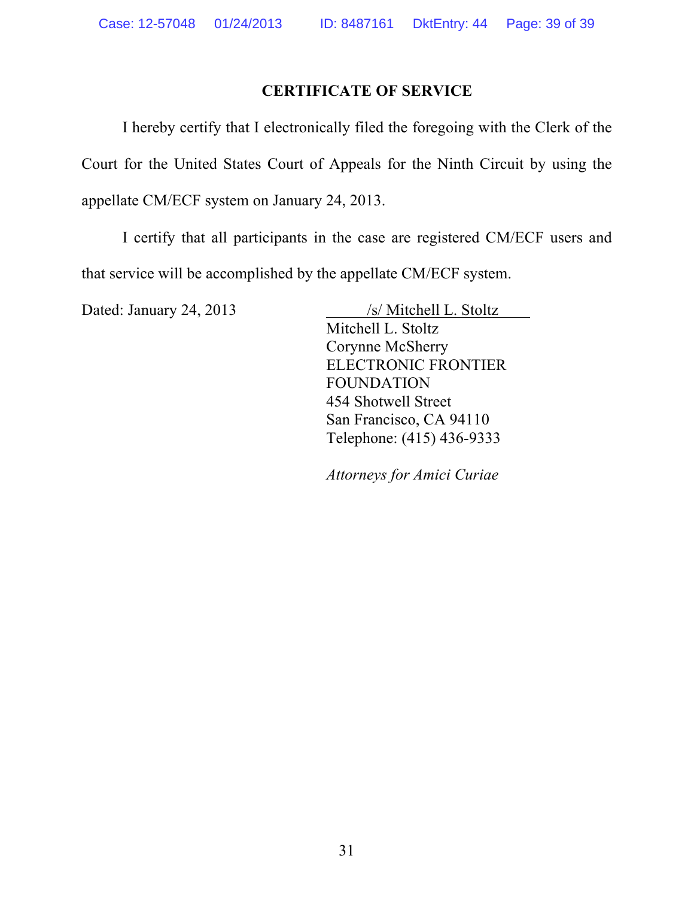## CERTIFICATE OF SERVICE

I hereby certify that I electronically filed the foregoing with the Clerk of the Court for the United States Court of Appeals for the Ninth Circuit by using the appellate CM/ECF system on January 24, 2013.

I certify that all participants in the case are registered CM/ECF users and that service will be accomplished by the appellate CM/ECF system.

Dated: January 24, 2013

/s/ Mitchell L. Stoltz
Mitchell L. Stoltz
Corynne McSherry
ELECTRONIC FRONTIER FOUNDATION
454 Shotwell Street
San Francisco, CA 94110
Telephone: (415) 436-9333

*Attorneys for Amici Curiae*